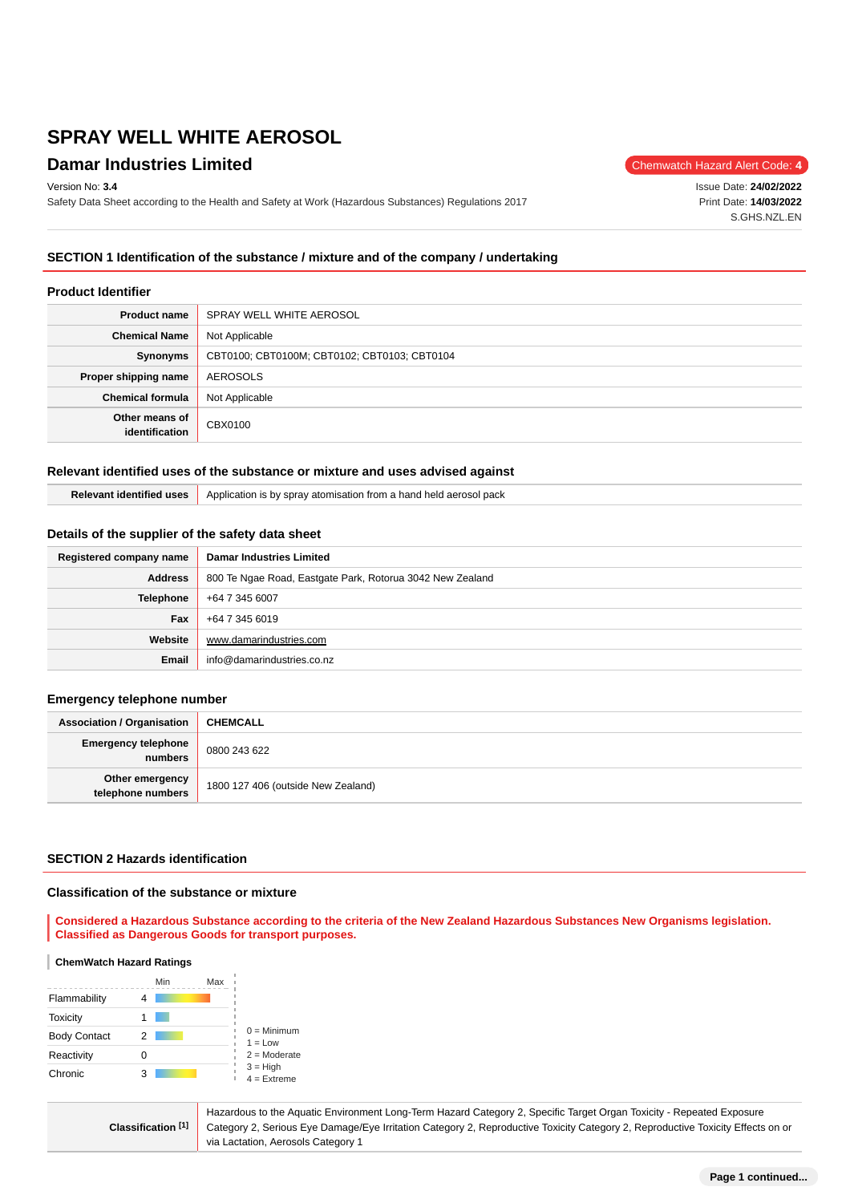# SPRAY WELL WHITE AEROSOL

## Damar Industries Limited

Chemwatch Hazard Alert Code: **4**

Version No: **3.4**

Safety Data Sheet according to the Health and Safety at Work (Hazardous Substances) Regulations 2017

Issue Date: **24/02/2022**
Print Date: **14/03/2022**
S.GHS.NZL.EN

## SECTION 1 Identification of the substance / mixture and of the company / undertaking

### Product Identifier

| | |
|---|---|
| **Product name** | SPRAY WELL WHITE AEROSOL |
| **Chemical Name** | Not Applicable |
| **Synonyms** | CBT0100; CBT0100M; CBT0102; CBT0103; CBT0104 |
| **Proper shipping name** | AEROSOLS |
| **Chemical formula** | Not Applicable |
| **Other means of identification** | CBX0100 |

### Relevant identified uses of the substance or mixture and uses advised against

| | |
|---|---|
| **Relevant identified uses** | Application is by spray atomisation from a hand held aerosol pack |

### Details of the supplier of the safety data sheet

| | |
|---|---|
| **Registered company name** | **Damar Industries Limited** |
| **Address** | 800 Te Ngae Road, Eastgate Park, Rotorua 3042 New Zealand |
| **Telephone** | +64 7 345 6007 |
| **Fax** | +64 7 345 6019 |
| **Website** | www.damarindustries.com |
| **Email** | info@damarindustries.co.nz |

### Emergency telephone number

| | |
|---|---|
| **Association / Organisation** | **CHEMCALL** |
| **Emergency telephone numbers** | 0800 243 622 |
| **Other emergency telephone numbers** | 1800 127 406 (outside New Zealand) |

## SECTION 2 Hazards identification

### Classification of the substance or mixture

**Considered a Hazardous Substance according to the criteria of the New Zealand Hazardous Substances New Organisms legislation.**
**Classified as Dangerous Goods for transport purposes.**

**ChemWatch Hazard Ratings**

| | Rating |
|---|---|
| Flammability | 4 |
| Toxicity | 1 |
| Body Contact | 2 |
| Reactivity | 0 |
| Chronic | 3 |

0 = Minimum
1 = Low
2 = Moderate
3 = High
4 = Extreme

| | |
|---|---|
| **Classification [1]** | Hazardous to the Aquatic Environment Long-Term Hazard Category 2, Specific Target Organ Toxicity - Repeated Exposure Category 2, Serious Eye Damage/Eye Irritation Category 2, Reproductive Toxicity Category 2, Reproductive Toxicity Effects on or via Lactation, Aerosols Category 1 |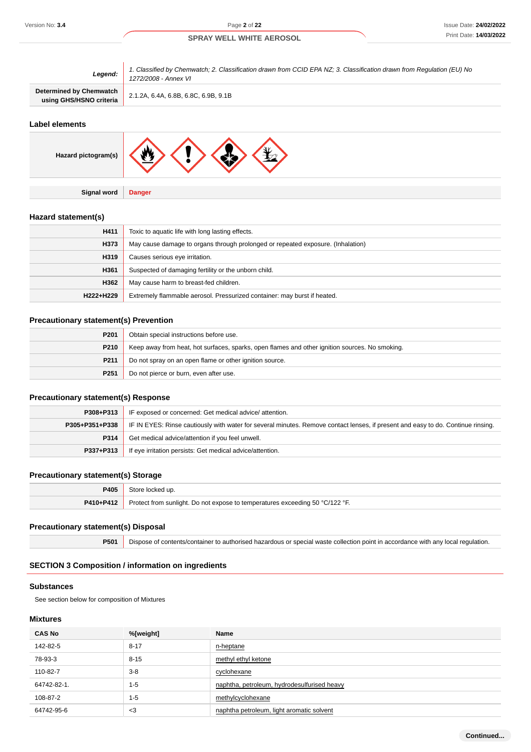| | |
|---|---|
| **Legend:** | *1. Classified by Chemwatch; 2. Classification drawn from CCID EPA NZ; 3. Classification drawn from Regulation (EU) No 1272/2008 - Annex VI* |
| **Determined by Chemwatch using GHS/HSNO criteria** | 2.1.2A, 6.4A, 6.8B, 6.8C, 6.9B, 9.1B |

## Label elements

| | |
|---|---|
| **Hazard pictogram(s)** | |
| **Signal word** | **Danger** |

## Hazard statement(s)

| | |
|---|---|
| **H411** | Toxic to aquatic life with long lasting effects. |
| **H373** | May cause damage to organs through prolonged or repeated exposure. (Inhalation) |
| **H319** | Causes serious eye irritation. |
| **H361** | Suspected of damaging fertility or the unborn child. |
| **H362** | May cause harm to breast-fed children. |
| **H222+H229** | Extremely flammable aerosol. Pressurized container: may burst if heated. |

## Precautionary statement(s) Prevention

| | |
|---|---|
| **P201** | Obtain special instructions before use. |
| **P210** | Keep away from heat, hot surfaces, sparks, open flames and other ignition sources. No smoking. |
| **P211** | Do not spray on an open flame or other ignition source. |
| **P251** | Do not pierce or burn, even after use. |

## Precautionary statement(s) Response

| | |
|---|---|
| **P308+P313** | IF exposed or concerned: Get medical advice/ attention. |
| **P305+P351+P338** | IF IN EYES: Rinse cautiously with water for several minutes. Remove contact lenses, if present and easy to do. Continue rinsing. |
| **P314** | Get medical advice/attention if you feel unwell. |
| **P337+P313** | If eye irritation persists: Get medical advice/attention. |

## Precautionary statement(s) Storage

| | |
|---|---|
| **P405** | Store locked up. |
| **P410+P412** | Protect from sunlight. Do not expose to temperatures exceeding 50 °C/122 °F. |

## Precautionary statement(s) Disposal

| | |
|---|---|
| **P501** | Dispose of contents/container to authorised hazardous or special waste collection point in accordance with any local regulation. |

# SECTION 3 Composition / information on ingredients

## Substances

See section below for composition of Mixtures

## Mixtures

| CAS No | %[weight] | Name |
|---|---|---|
| 142-82-5 | 8-17 | n-heptane |
| 78-93-3 | 8-15 | methyl ethyl ketone |
| 110-82-7 | 3-8 | cyclohexane |
| 64742-82-1. | 1-5 | naphtha, petroleum, hydrodesulfurised heavy |
| 108-87-2 | 1-5 | methylcyclohexane |
| 64742-95-6 | <3 | naphtha petroleum, light aromatic solvent |

Continued...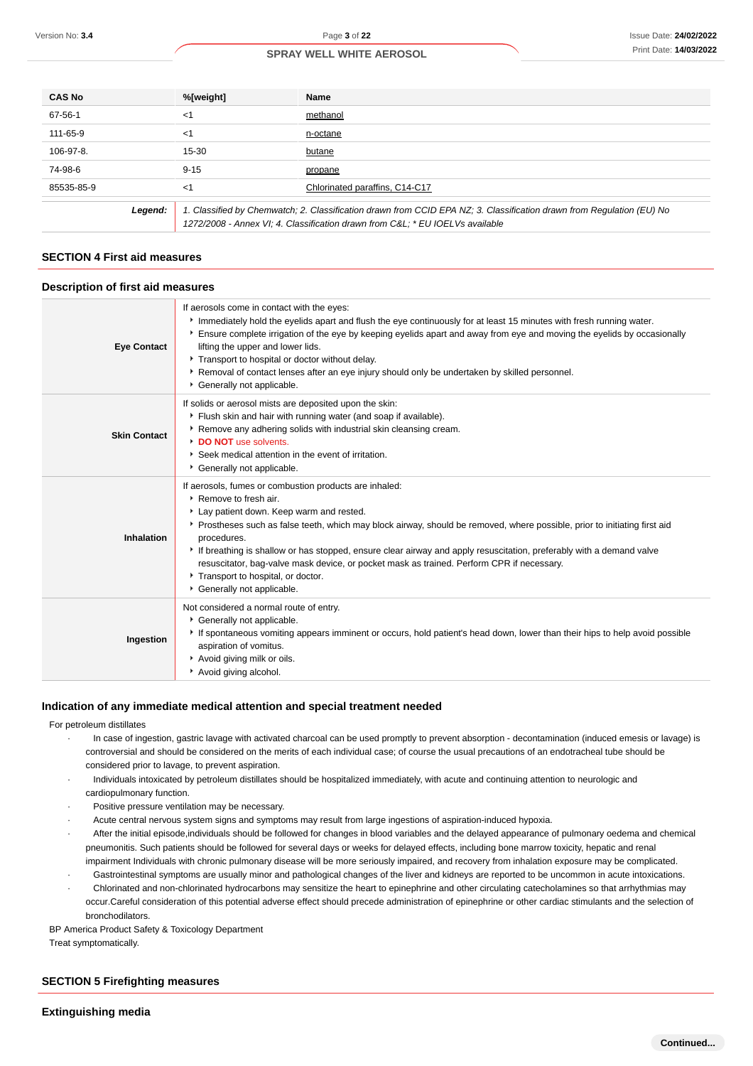| CAS No | %[weight] | Name |
|---|---|---|
| 67-56-1 | <1 | methanol |
| 111-65-9 | <1 | n-octane |
| 106-97-8. | 15-30 | butane |
| 74-98-6 | 9-15 | propane |
| 85535-85-9 | <1 | Chlorinated paraffins, C14-C17 |
| ***Legend:*** | *1. Classified by Chemwatch; 2. Classification drawn from CCID EPA NZ; 3. Classification drawn from Regulation (EU) No 1272/2008 - Annex VI; 4. Classification drawn from C&L; * EU IOELVs available* | |

## SECTION 4 First aid measures

### Description of first aid measures

| | |
|---|---|
| **Eye Contact** | If aerosols come in contact with the eyes:<br>‣ Immediately hold the eyelids apart and flush the eye continuously for at least 15 minutes with fresh running water.<br>‣ Ensure complete irrigation of the eye by keeping eyelids apart and away from eye and moving the eyelids by occasionally lifting the upper and lower lids.<br>‣ Transport to hospital or doctor without delay.<br>‣ Removal of contact lenses after an eye injury should only be undertaken by skilled personnel.<br>‣ Generally not applicable. |
| **Skin Contact** | If solids or aerosol mists are deposited upon the skin:<br>‣ Flush skin and hair with running water (and soap if available).<br>‣ Remove any adhering solids with industrial skin cleansing cream.<br>‣ **DO NOT** use solvents.<br>‣ Seek medical attention in the event of irritation.<br>‣ Generally not applicable. |
| **Inhalation** | If aerosols, fumes or combustion products are inhaled:<br>‣ Remove to fresh air.<br>‣ Lay patient down. Keep warm and rested.<br>‣ Prostheses such as false teeth, which may block airway, should be removed, where possible, prior to initiating first aid procedures.<br>‣ If breathing is shallow or has stopped, ensure clear airway and apply resuscitation, preferably with a demand valve resuscitator, bag-valve mask device, or pocket mask as trained. Perform CPR if necessary.<br>‣ Transport to hospital, or doctor.<br>‣ Generally not applicable. |
| **Ingestion** | Not considered a normal route of entry.<br>‣ Generally not applicable.<br>‣ If spontaneous vomiting appears imminent or occurs, hold patient's head down, lower than their hips to help avoid possible aspiration of vomitus.<br>‣ Avoid giving milk or oils.<br>‣ Avoid giving alcohol. |

### Indication of any immediate medical attention and special treatment needed

For petroleum distillates

- In case of ingestion, gastric lavage with activated charcoal can be used promptly to prevent absorption - decontamination (induced emesis or lavage) is controversial and should be considered on the merits of each individual case; of course the usual precautions of an endotracheal tube should be considered prior to lavage, to prevent aspiration.
- Individuals intoxicated by petroleum distillates should be hospitalized immediately, with acute and continuing attention to neurologic and cardiopulmonary function.
- Positive pressure ventilation may be necessary.
- Acute central nervous system signs and symptoms may result from large ingestions of aspiration-induced hypoxia.
- After the initial episode,individuals should be followed for changes in blood variables and the delayed appearance of pulmonary oedema and chemical pneumonitis. Such patients should be followed for several days or weeks for delayed effects, including bone marrow toxicity, hepatic and renal impairment Individuals with chronic pulmonary disease will be more seriously impaired, and recovery from inhalation exposure may be complicated.
- Gastrointestinal symptoms are usually minor and pathological changes of the liver and kidneys are reported to be uncommon in acute intoxications.
- Chlorinated and non-chlorinated hydrocarbons may sensitize the heart to epinephrine and other circulating catecholamines so that arrhythmias may occur.Careful consideration of this potential adverse effect should precede administration of epinephrine or other cardiac stimulants and the selection of bronchodilators.

BP America Product Safety & Toxicology Department

Treat symptomatically.

## SECTION 5 Firefighting measures

### Extinguishing media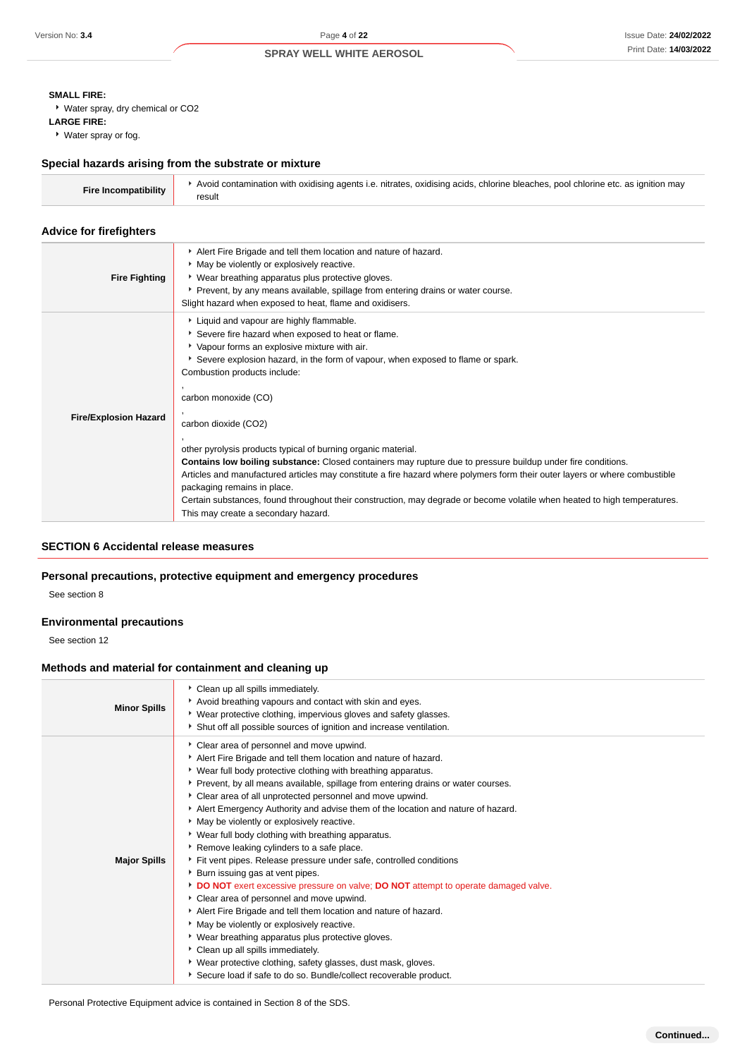**SMALL FIRE:**

- Water spray, dry chemical or $CO_2$

**LARGE FIRE:**

- Water spray or fog.

### Special hazards arising from the substrate or mixture

| | |
|---|---|
| **Fire Incompatibility** | Avoid contamination with oxidising agents i.e. nitrates, oxidising acids, chlorine bleaches, pool chlorine etc. as ignition may result |

### Advice for firefighters

| | |
|---|---|
| **Fire Fighting** | • Alert Fire Brigade and tell them location and nature of hazard.<br>• May be violently or explosively reactive.<br>• Wear breathing apparatus plus protective gloves.<br>• Prevent, by any means available, spillage from entering drains or water course.<br>Slight hazard when exposed to heat, flame and oxidisers. |
| **Fire/Explosion Hazard** | • Liquid and vapour are highly flammable.<br>• Severe fire hazard when exposed to heat or flame.<br>• Vapour forms an explosive mixture with air.<br>• Severe explosion hazard, in the form of vapour, when exposed to flame or spark.<br>Combustion products include:<br>,<br>carbon monoxide (CO)<br>,<br>carbon dioxide ($CO_2$)<br>,<br>other pyrolysis products typical of burning organic material.<br>**Contains low boiling substance:** Closed containers may rupture due to pressure buildup under fire conditions.<br>Articles and manufactured articles may constitute a fire hazard where polymers form their outer layers or where combustible packaging remains in place.<br>Certain substances, found throughout their construction, may degrade or become volatile when heated to high temperatures. This may create a secondary hazard. |

## SECTION 6 Accidental release measures

### Personal precautions, protective equipment and emergency procedures

See section 8

### Environmental precautions

See section 12

### Methods and material for containment and cleaning up

| | |
|---|---|
| **Minor Spills** | • Clean up all spills immediately.<br>• Avoid breathing vapours and contact with skin and eyes.<br>• Wear protective clothing, impervious gloves and safety glasses.<br>• Shut off all possible sources of ignition and increase ventilation. |
| **Major Spills** | • Clear area of personnel and move upwind.<br>• Alert Fire Brigade and tell them location and nature of hazard.<br>• Wear full body protective clothing with breathing apparatus.<br>• Prevent, by all means available, spillage from entering drains or water courses.<br>• Clear area of all unprotected personnel and move upwind.<br>• Alert Emergency Authority and advise them of the location and nature of hazard.<br>• May be violently or explosively reactive.<br>• Wear full body clothing with breathing apparatus.<br>• Remove leaking cylinders to a safe place.<br>• Fit vent pipes. Release pressure under safe, controlled conditions<br>• Burn issuing gas at vent pipes.<br>• **DO NOT** exert excessive pressure on valve; **DO NOT** attempt to operate damaged valve.<br>• Clear area of personnel and move upwind.<br>• Alert Fire Brigade and tell them location and nature of hazard.<br>• May be violently or explosively reactive.<br>• Wear breathing apparatus plus protective gloves.<br>• Clean up all spills immediately.<br>• Wear protective clothing, safety glasses, dust mask, gloves.<br>• Secure load if safe to do so. Bundle/collect recoverable product. |

Personal Protective Equipment advice is contained in Section 8 of the SDS.

**Continued...**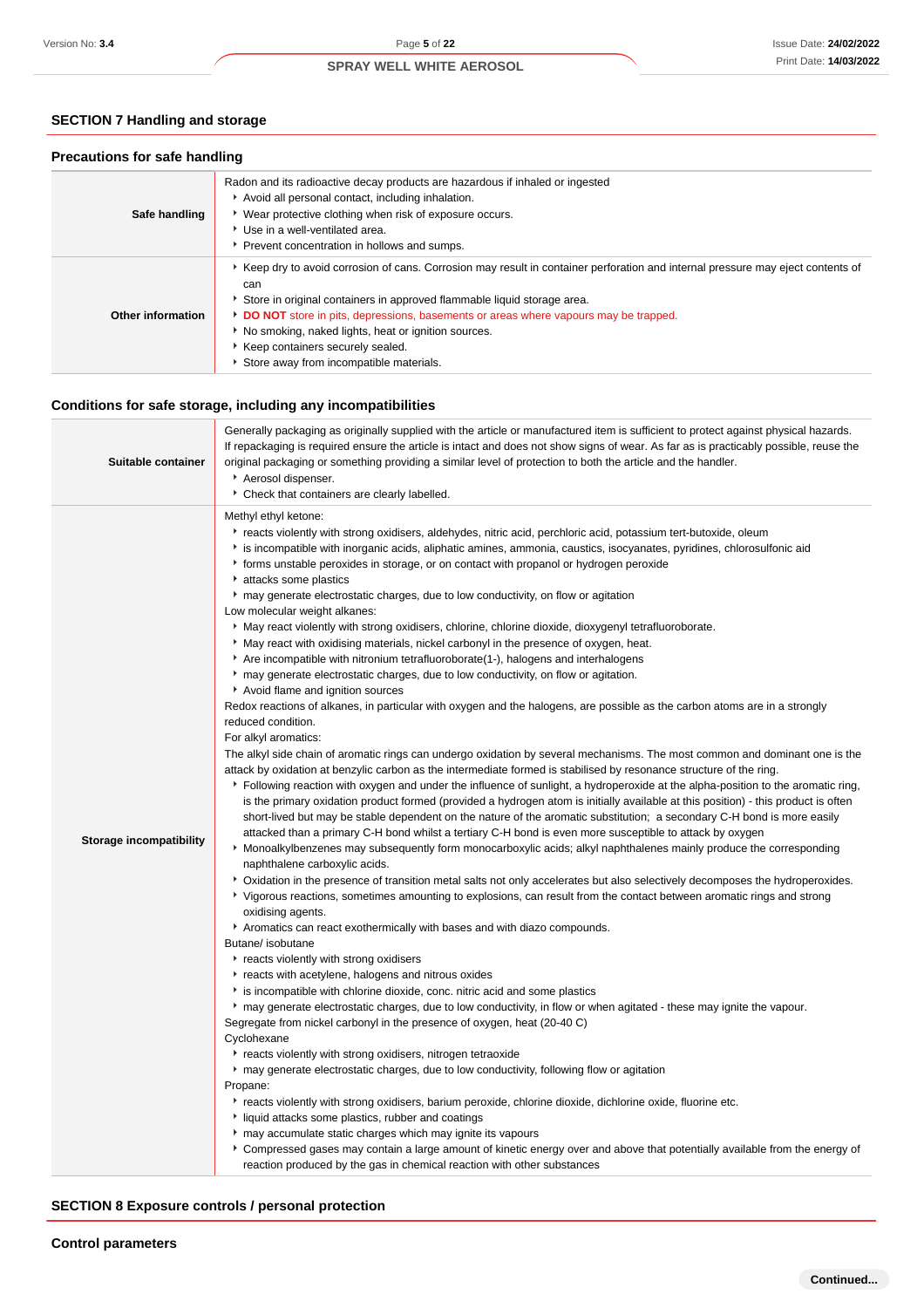## SECTION 7 Handling and storage

### Precautions for safe handling

| | |
|---|---|
| **Safe handling** | Radon and its radioactive decay products are hazardous if inhaled or ingested<br>- Avoid all personal contact, including inhalation.<br>- Wear protective clothing when risk of exposure occurs.<br>- Use in a well-ventilated area.<br>- Prevent concentration in hollows and sumps. |
| **Other information** | - Keep dry to avoid corrosion of cans. Corrosion may result in container perforation and internal pressure may eject contents of can<br>- Store in original containers in approved flammable liquid storage area.<br>- **DO NOT** store in pits, depressions, basements or areas where vapours may be trapped.<br>- No smoking, naked lights, heat or ignition sources.<br>- Keep containers securely sealed.<br>- Store away from incompatible materials. |

### Conditions for safe storage, including any incompatibilities

| | |
|---|---|
| **Suitable container** | Generally packaging as originally supplied with the article or manufactured item is sufficient to protect against physical hazards. If repackaging is required ensure the article is intact and does not show signs of wear. As far as is practicably possible, reuse the original packaging or something providing a similar level of protection to both the article and the handler.<br>- Aerosol dispenser.<br>- Check that containers are clearly labelled. |
| **Storage incompatibility** | Methyl ethyl ketone:<br>- reacts violently with strong oxidisers, aldehydes, nitric acid, perchloric acid, potassium tert-butoxide, oleum<br>- is incompatible with inorganic acids, aliphatic amines, ammonia, caustics, isocyanates, pyridines, chlorosulfonic aid<br>- forms unstable peroxides in storage, or on contact with propanol or hydrogen peroxide<br>- attacks some plastics<br>- may generate electrostatic charges, due to low conductivity, on flow or agitation<br>Low molecular weight alkanes:<br>- May react violently with strong oxidisers, chlorine, chlorine dioxide, dioxygenyl tetrafluoroborate.<br>- May react with oxidising materials, nickel carbonyl in the presence of oxygen, heat.<br>- Are incompatible with nitronium tetrafluoroborate(1-), halogens and interhalogens<br>- may generate electrostatic charges, due to low conductivity, on flow or agitation.<br>- Avoid flame and ignition sources<br>Redox reactions of alkanes, in particular with oxygen and the halogens, are possible as the carbon atoms are in a strongly reduced condition.<br>For alkyl aromatics:<br>The alkyl side chain of aromatic rings can undergo oxidation by several mechanisms. The most common and dominant one is the attack by oxidation at benzylic carbon as the intermediate formed is stabilised by resonance structure of the ring.<br>- Following reaction with oxygen and under the influence of sunlight, a hydroperoxide at the alpha-position to the aromatic ring, is the primary oxidation product formed (provided a hydrogen atom is initially available at this position) - this product is often short-lived but may be stable dependent on the nature of the aromatic substitution; a secondary C-H bond is more easily attacked than a primary C-H bond whilst a tertiary C-H bond is even more susceptible to attack by oxygen<br>- Monoalkylbenzenes may subsequently form monocarboxylic acids; alkyl naphthalenes mainly produce the corresponding naphthalene carboxylic acids.<br>- Oxidation in the presence of transition metal salts not only accelerates but also selectively decomposes the hydroperoxides.<br>- Vigorous reactions, sometimes amounting to explosions, can result from the contact between aromatic rings and strong oxidising agents.<br>- Aromatics can react exothermically with bases and with diazo compounds.<br>Butane/ isobutane<br>- reacts violently with strong oxidisers<br>- reacts with acetylene, halogens and nitrous oxides<br>- is incompatible with chlorine dioxide, conc. nitric acid and some plastics<br>- may generate electrostatic charges, due to low conductivity, in flow or when agitated - these may ignite the vapour.<br>Segregate from nickel carbonyl in the presence of oxygen, heat (20-40 C)<br>Cyclohexane<br>- reacts violently with strong oxidisers, nitrogen tetraoxide<br>- may generate electrostatic charges, due to low conductivity, following flow or agitation<br>Propane:<br>- reacts violently with strong oxidisers, barium peroxide, chlorine dioxide, dichlorine oxide, fluorine etc.<br>- liquid attacks some plastics, rubber and coatings<br>- may accumulate static charges which may ignite its vapours<br>- Compressed gases may contain a large amount of kinetic energy over and above that potentially available from the energy of reaction produced by the gas in chemical reaction with other substances |

## SECTION 8 Exposure controls / personal protection

### Control parameters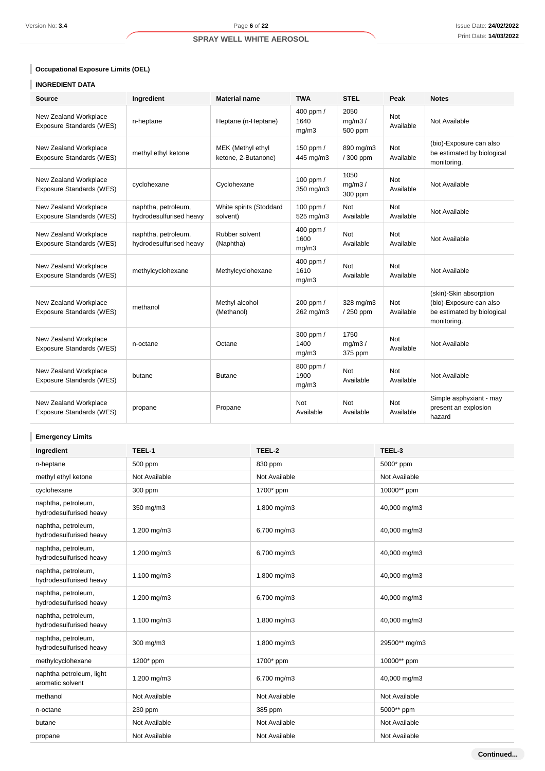### Occupational Exposure Limits (OEL)

### INGREDIENT DATA

| Source | Ingredient | Material name | TWA | STEL | Peak | Notes |
|---|---|---|---|---|---|---|
| New Zealand Workplace Exposure Standards (WES) | n-heptane | Heptane (n-Heptane) | 400 ppm / 1640 mg/m3 | 2050 mg/m3 / 500 ppm | Not Available | Not Available |
| New Zealand Workplace Exposure Standards (WES) | methyl ethyl ketone | MEK (Methyl ethyl ketone, 2-Butanone) | 150 ppm / 445 mg/m3 | 890 mg/m3 / 300 ppm | Not Available | (bio)-Exposure can also be estimated by biological monitoring. |
| New Zealand Workplace Exposure Standards (WES) | cyclohexane | Cyclohexane | 100 ppm / 350 mg/m3 | 1050 mg/m3 / 300 ppm | Not Available | Not Available |
| New Zealand Workplace Exposure Standards (WES) | naphtha, petroleum, hydrodesulfurised heavy | White spirits (Stoddard solvent) | 100 ppm / 525 mg/m3 | Not Available | Not Available | Not Available |
| New Zealand Workplace Exposure Standards (WES) | naphtha, petroleum, hydrodesulfurised heavy | Rubber solvent (Naphtha) | 400 ppm / 1600 mg/m3 | Not Available | Not Available | Not Available |
| New Zealand Workplace Exposure Standards (WES) | methylcyclohexane | Methylcyclohexane | 400 ppm / 1610 mg/m3 | Not Available | Not Available | Not Available |
| New Zealand Workplace Exposure Standards (WES) | methanol | Methyl alcohol (Methanol) | 200 ppm / 262 mg/m3 | 328 mg/m3 / 250 ppm | Not Available | (skin)-Skin absorption (bio)-Exposure can also be estimated by biological monitoring. |
| New Zealand Workplace Exposure Standards (WES) | n-octane | Octane | 300 ppm / 1400 mg/m3 | 1750 mg/m3 / 375 ppm | Not Available | Not Available |
| New Zealand Workplace Exposure Standards (WES) | butane | Butane | 800 ppm / 1900 mg/m3 | Not Available | Not Available | Not Available |
| New Zealand Workplace Exposure Standards (WES) | propane | Propane | Not Available | Not Available | Not Available | Simple asphyxiant - may present an explosion hazard |

### Emergency Limits

| Ingredient | TEEL-1 | TEEL-2 | TEEL-3 |
|---|---|---|---|
| n-heptane | 500 ppm | 830 ppm | 5000* ppm |
| methyl ethyl ketone | Not Available | Not Available | Not Available |
| cyclohexane | 300 ppm | 1700* ppm | 10000** ppm |
| naphtha, petroleum, hydrodesulfurised heavy | 350 mg/m3 | 1,800 mg/m3 | 40,000 mg/m3 |
| naphtha, petroleum, hydrodesulfurised heavy | 1,200 mg/m3 | 6,700 mg/m3 | 40,000 mg/m3 |
| naphtha, petroleum, hydrodesulfurised heavy | 1,200 mg/m3 | 6,700 mg/m3 | 40,000 mg/m3 |
| naphtha, petroleum, hydrodesulfurised heavy | 1,100 mg/m3 | 1,800 mg/m3 | 40,000 mg/m3 |
| naphtha, petroleum, hydrodesulfurised heavy | 1,200 mg/m3 | 6,700 mg/m3 | 40,000 mg/m3 |
| naphtha, petroleum, hydrodesulfurised heavy | 1,100 mg/m3 | 1,800 mg/m3 | 40,000 mg/m3 |
| naphtha, petroleum, hydrodesulfurised heavy | 300 mg/m3 | 1,800 mg/m3 | 29500** mg/m3 |
| methylcyclohexane | 1200* ppm | 1700* ppm | 10000** ppm |
| naphtha petroleum, light aromatic solvent | 1,200 mg/m3 | 6,700 mg/m3 | 40,000 mg/m3 |
| methanol | Not Available | Not Available | Not Available |
| n-octane | 230 ppm | 385 ppm | 5000** ppm |
| butane | Not Available | Not Available | Not Available |
| propane | Not Available | Not Available | Not Available |

Continued...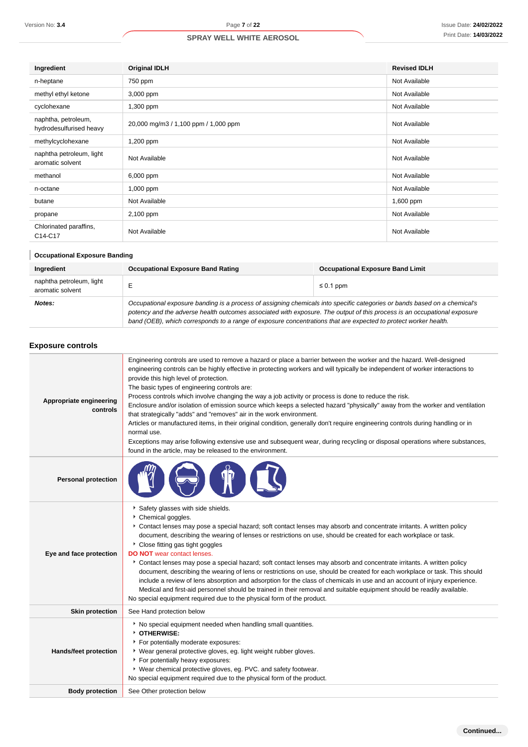| Ingredient | Original IDLH | Revised IDLH |
| --- | --- | --- |
| n-heptane | 750 ppm | Not Available |
| methyl ethyl ketone | 3,000 ppm | Not Available |
| cyclohexane | 1,300 ppm | Not Available |
| naphtha, petroleum, hydrodesulfurised heavy | 20,000 mg/m3 / 1,100 ppm / 1,000 ppm | Not Available |
| methylcyclohexane | 1,200 ppm | Not Available |
| naphtha petroleum, light aromatic solvent | Not Available | Not Available |
| methanol | 6,000 ppm | Not Available |
| n-octane | 1,000 ppm | Not Available |
| butane | Not Available | 1,600 ppm |
| propane | 2,100 ppm | Not Available |
| Chlorinated paraffins, C14-C17 | Not Available | Not Available |

### Occupational Exposure Banding

| Ingredient | Occupational Exposure Band Rating | Occupational Exposure Band Limit |
| --- | --- | --- |
| naphtha petroleum, light aromatic solvent | E | ≤ 0.1 ppm |
| ***Notes:*** | *Occupational exposure banding is a process of assigning chemicals into specific categories or bands based on a chemical's potency and the adverse health outcomes associated with exposure. The output of this process is an occupational exposure band (OEB), which corresponds to a range of exposure concentrations that are expected to protect worker health.* | |

## Exposure controls

| | |
| --- | --- |
| **Appropriate engineering controls** | Engineering controls are used to remove a hazard or place a barrier between the worker and the hazard. Well-designed engineering controls can be highly effective in protecting workers and will typically be independent of worker interactions to provide this high level of protection.<br>The basic types of engineering controls are:<br>Process controls which involve changing the way a job activity or process is done to reduce the risk.<br>Enclosure and/or isolation of emission source which keeps a selected hazard "physically" away from the worker and ventilation that strategically "adds" and "removes" air in the work environment.<br>Articles or manufactured items, in their original condition, generally don't require engineering controls during handling or in normal use.<br>Exceptions may arise following extensive use and subsequent wear, during recycling or disposal operations where substances, found in the article, may be released to the environment. |
| **Personal protection** | |
| **Eye and face protection** | ‣ Safety glasses with side shields.<br>‣ Chemical goggles.<br>‣ Contact lenses may pose a special hazard; soft contact lenses may absorb and concentrate irritants. A written policy document, describing the wearing of lenses or restrictions on use, should be created for each workplace or task.<br>‣ Close fitting gas tight goggles<br>**DO NOT** wear contact lenses.<br>‣ Contact lenses may pose a special hazard; soft contact lenses may absorb and concentrate irritants. A written policy document, describing the wearing of lens or restrictions on use, should be created for each workplace or task. This should include a review of lens absorption and adsorption for the class of chemicals in use and an account of injury experience. Medical and first-aid personnel should be trained in their removal and suitable equipment should be readily available.<br>No special equipment required due to the physical form of the product. |
| **Skin protection** | See Hand protection below |
| **Hands/feet protection** | ‣ No special equipment needed when handling small quantities.<br>‣ **OTHERWISE:**<br>‣ For potentially moderate exposures:<br>‣ Wear general protective gloves, eg. light weight rubber gloves.<br>‣ For potentially heavy exposures:<br>‣ Wear chemical protective gloves, eg. PVC. and safety footwear.<br>No special equipment required due to the physical form of the product. |
| **Body protection** | See Other protection below |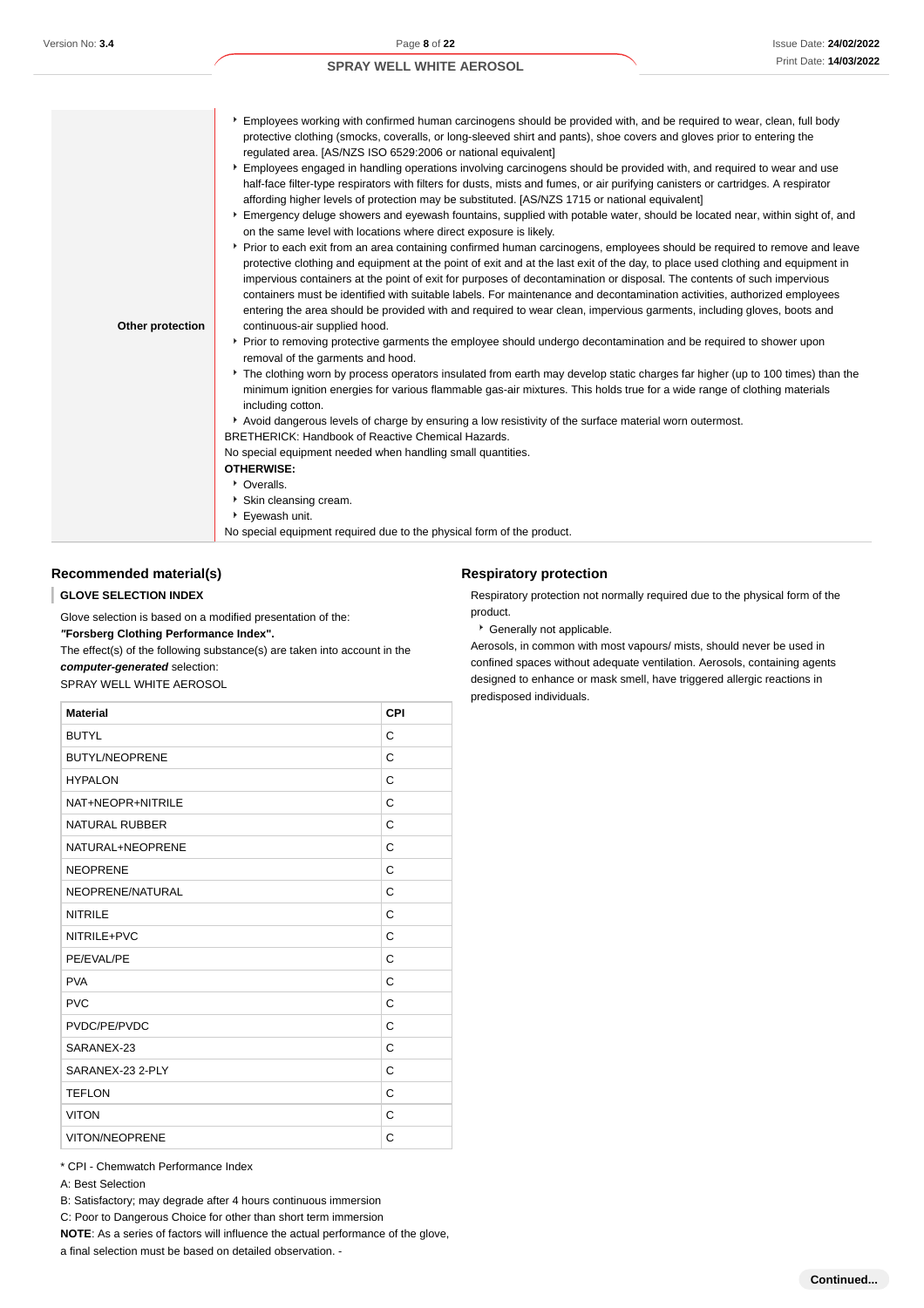**Other protection**

- Employees working with confirmed human carcinogens should be provided with, and be required to wear, clean, full body protective clothing (smocks, coveralls, or long-sleeved shirt and pants), shoe covers and gloves prior to entering the regulated area. [AS/NZS ISO 6529:2006 or national equivalent]
- Employees engaged in handling operations involving carcinogens should be provided with, and required to wear and use half-face filter-type respirators with filters for dusts, mists and fumes, or air purifying canisters or cartridges. A respirator affording higher levels of protection may be substituted. [AS/NZS 1715 or national equivalent]
- Emergency deluge showers and eyewash fountains, supplied with potable water, should be located near, within sight of, and on the same level with locations where direct exposure is likely.
- Prior to each exit from an area containing confirmed human carcinogens, employees should be required to remove and leave protective clothing and equipment at the point of exit and at the last exit of the day, to place used clothing and equipment in impervious containers at the point of exit for purposes of decontamination or disposal. The contents of such impervious containers must be identified with suitable labels. For maintenance and decontamination activities, authorized employees entering the area should be provided with and required to wear clean, impervious garments, including gloves, boots and continuous-air supplied hood.
- Prior to removing protective garments the employee should undergo decontamination and be required to shower upon removal of the garments and hood.
- The clothing worn by process operators insulated from earth may develop static charges far higher (up to 100 times) than the minimum ignition energies for various flammable gas-air mixtures. This holds true for a wide range of clothing materials including cotton.
- Avoid dangerous levels of charge by ensuring a low resistivity of the surface material worn outermost.

BRETHERICK: Handbook of Reactive Chemical Hazards.
No special equipment needed when handling small quantities.
**OTHERWISE:**

- Overalls.
- Skin cleansing cream.
- Eyewash unit.

No special equipment required due to the physical form of the product.

## Recommended material(s)

**GLOVE SELECTION INDEX**

Glove selection is based on a modified presentation of the:
***"Forsberg Clothing Performance Index".***
The effect(s) of the following substance(s) are taken into account in the ***computer-generated*** selection:
SPRAY WELL WHITE AEROSOL

| Material | CPI |
|---|---|
| BUTYL | C |
| BUTYL/NEOPRENE | C |
| HYPALON | C |
| NAT+NEOPR+NITRILE | C |
| NATURAL RUBBER | C |
| NATURAL+NEOPRENE | C |
| NEOPRENE | C |
| NEOPRENE/NATURAL | C |
| NITRILE | C |
| NITRILE+PVC | C |
| PE/EVAL/PE | C |
| PVA | C |
| PVC | C |
| PVDC/PE/PVDC | C |
| SARANEX-23 | C |
| SARANEX-23 2-PLY | C |
| TEFLON | C |
| VITON | C |
| VITON/NEOPRENE | C |

* CPI - Chemwatch Performance Index
A: Best Selection
B: Satisfactory; may degrade after 4 hours continuous immersion
C: Poor to Dangerous Choice for other than short term immersion
**NOTE**: As a series of factors will influence the actual performance of the glove, a final selection must be based on detailed observation. -

## Respiratory protection

Respiratory protection not normally required due to the physical form of the product.

- Generally not applicable.

Aerosols, in common with most vapours/ mists, should never be used in confined spaces without adequate ventilation. Aerosols, containing agents designed to enhance or mask smell, have triggered allergic reactions in predisposed individuals.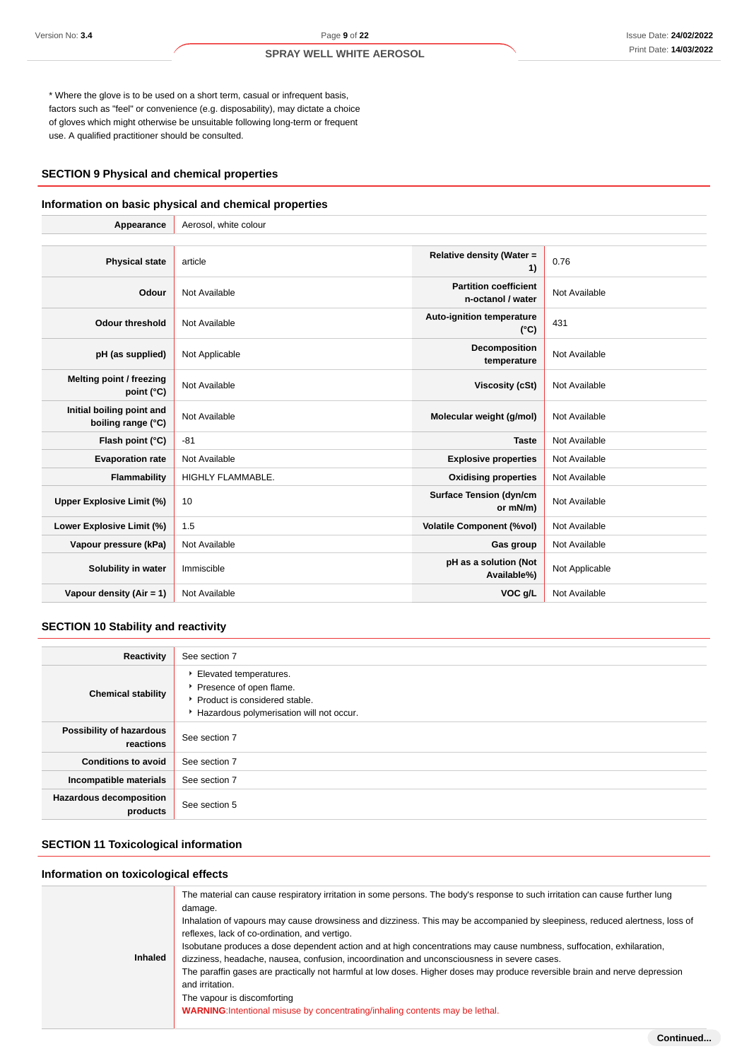* Where the glove is to be used on a short term, casual or infrequent basis, factors such as "feel" or convenience (e.g. disposability), may dictate a choice of gloves which might otherwise be unsuitable following long-term or frequent use. A qualified practitioner should be consulted.

## SECTION 9 Physical and chemical properties

### Information on basic physical and chemical properties

| | |
|---|---|
| **Appearance** | Aerosol, white colour |

| | | | |
|---|---|---|---|
| **Physical state** | article | **Relative density (Water = 1)** | 0.76 |
| **Odour** | Not Available | **Partition coefficient n-octanol / water** | Not Available |
| **Odour threshold** | Not Available | **Auto-ignition temperature (°C)** | 431 |
| **pH (as supplied)** | Not Applicable | **Decomposition temperature** | Not Available |
| **Melting point / freezing point (°C)** | Not Available | **Viscosity (cSt)** | Not Available |
| **Initial boiling point and boiling range (°C)** | Not Available | **Molecular weight (g/mol)** | Not Available |
| **Flash point (°C)** | -81 | **Taste** | Not Available |
| **Evaporation rate** | Not Available | **Explosive properties** | Not Available |
| **Flammability** | HIGHLY FLAMMABLE. | **Oxidising properties** | Not Available |
| **Upper Explosive Limit (%)** | 10 | **Surface Tension (dyn/cm or mN/m)** | Not Available |
| **Lower Explosive Limit (%)** | 1.5 | **Volatile Component (%vol)** | Not Available |
| **Vapour pressure (kPa)** | Not Available | **Gas group** | Not Available |
| **Solubility in water** | Immiscible | **pH as a solution (Not Available%)** | Not Applicable |
| **Vapour density (Air = 1)** | Not Available | **VOC g/L** | Not Available |

## SECTION 10 Stability and reactivity

| | |
|---|---|
| **Reactivity** | See section 7 |
| **Chemical stability** | ‣ Elevated temperatures.<br>‣ Presence of open flame.<br>‣ Product is considered stable.<br>‣ Hazardous polymerisation will not occur. |
| **Possibility of hazardous reactions** | See section 7 |
| **Conditions to avoid** | See section 7 |
| **Incompatible materials** | See section 7 |
| **Hazardous decomposition products** | See section 5 |

## SECTION 11 Toxicological information

### Information on toxicological effects

| | |
|---|---|
| **Inhaled** | The material can cause respiratory irritation in some persons. The body's response to such irritation can cause further lung damage.<br>Inhalation of vapours may cause drowsiness and dizziness. This may be accompanied by sleepiness, reduced alertness, loss of reflexes, lack of co-ordination, and vertigo.<br>Isobutane produces a dose dependent action and at high concentrations may cause numbness, suffocation, exhilaration, dizziness, headache, nausea, confusion, incoordination and unconsciousness in severe cases.<br>The paraffin gases are practically not harmful at low doses. Higher doses may produce reversible brain and nerve depression and irritation.<br>The vapour is discomforting<br>**WARNING**:Intentional misuse by concentrating/inhaling contents may be lethal. |

Continued...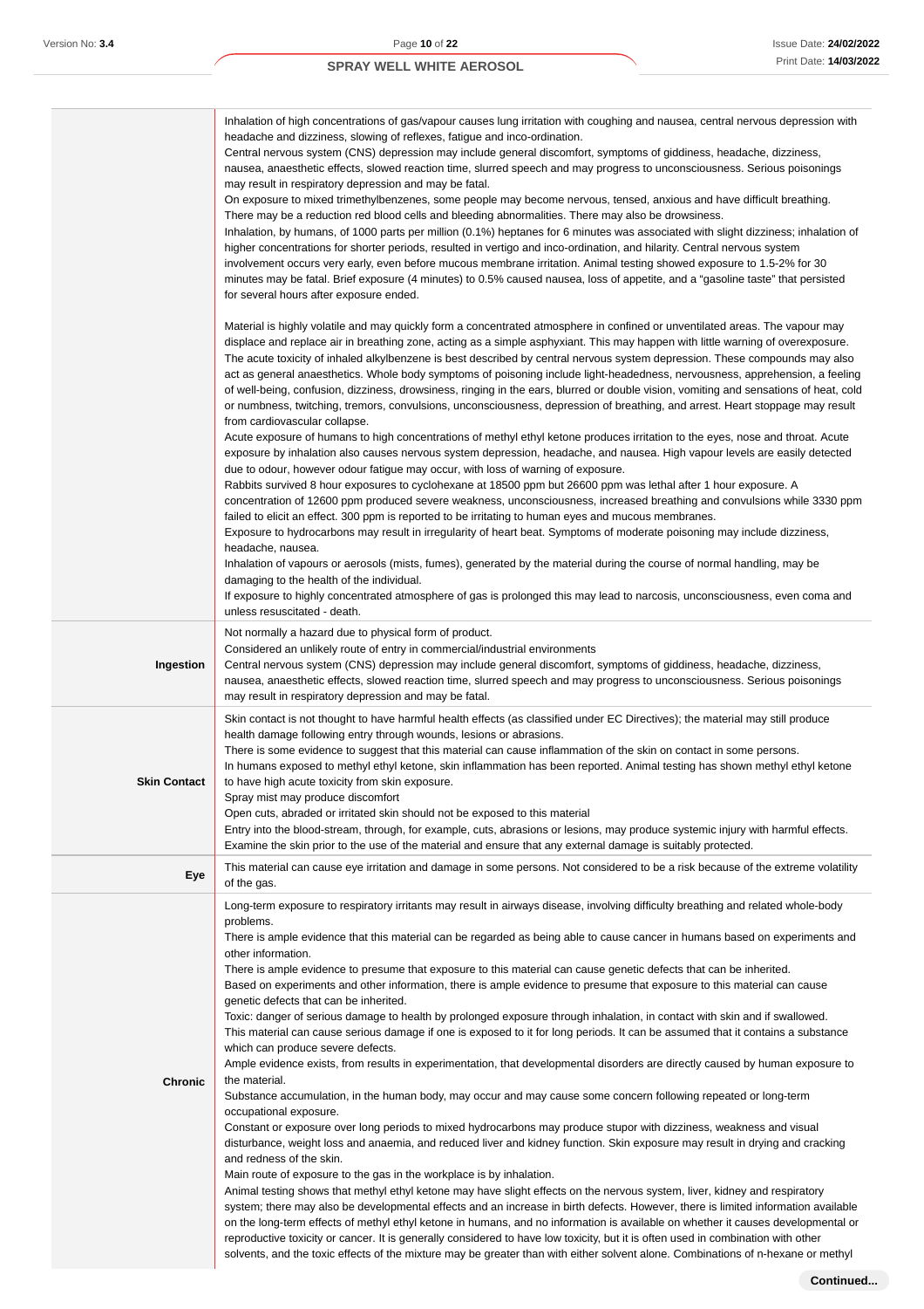| | |
|---|---|
| | Inhalation of high concentrations of gas/vapour causes lung irritation with coughing and nausea, central nervous depression with headache and dizziness, slowing of reflexes, fatigue and inco-ordination.<br>Central nervous system (CNS) depression may include general discomfort, symptoms of giddiness, headache, dizziness, nausea, anaesthetic effects, slowed reaction time, slurred speech and may progress to unconsciousness. Serious poisonings may result in respiratory depression and may be fatal.<br>On exposure to mixed trimethylbenzenes, some people may become nervous, tensed, anxious and have difficult breathing. There may be a reduction red blood cells and bleeding abnormalities. There may also be drowsiness.<br>Inhalation, by humans, of 1000 parts per million (0.1%) heptanes for 6 minutes was associated with slight dizziness; inhalation of higher concentrations for shorter periods, resulted in vertigo and inco-ordination, and hilarity. Central nervous system involvement occurs very early, even before mucous membrane irritation. Animal testing showed exposure to 1.5-2% for 30 minutes may be fatal. Brief exposure (4 minutes) to 0.5% caused nausea, loss of appetite, and a "gasoline taste" that persisted for several hours after exposure ended.<br><br>Material is highly volatile and may quickly form a concentrated atmosphere in confined or unventilated areas. The vapour may displace and replace air in breathing zone, acting as a simple asphyxiant. This may happen with little warning of overexposure.<br>The acute toxicity of inhaled alkylbenzene is best described by central nervous system depression. These compounds may also act as general anaesthetics. Whole body symptoms of poisoning include light-headedness, nervousness, apprehension, a feeling of well-being, confusion, dizziness, drowsiness, ringing in the ears, blurred or double vision, vomiting and sensations of heat, cold or numbness, twitching, tremors, convulsions, unconsciousness, depression of breathing, and arrest. Heart stoppage may result from cardiovascular collapse.<br>Acute exposure of humans to high concentrations of methyl ethyl ketone produces irritation to the eyes, nose and throat. Acute exposure by inhalation also causes nervous system depression, headache, and nausea. High vapour levels are easily detected due to odour, however odour fatigue may occur, with loss of warning of exposure.<br>Rabbits survived 8 hour exposures to cyclohexane at 18500 ppm but 26600 ppm was lethal after 1 hour exposure. A concentration of 12600 ppm produced severe weakness, unconsciousness, increased breathing and convulsions while 3330 ppm failed to elicit an effect. 300 ppm is reported to be irritating to human eyes and mucous membranes.<br>Exposure to hydrocarbons may result in irregularity of heart beat. Symptoms of moderate poisoning may include dizziness, headache, nausea.<br>Inhalation of vapours or aerosols (mists, fumes), generated by the material during the course of normal handling, may be damaging to the health of the individual.<br>If exposure to highly concentrated atmosphere of gas is prolonged this may lead to narcosis, unconsciousness, even coma and unless resuscitated - death. |
| **Ingestion** | Not normally a hazard due to physical form of product.<br>Considered an unlikely route of entry in commercial/industrial environments<br>Central nervous system (CNS) depression may include general discomfort, symptoms of giddiness, headache, dizziness, nausea, anaesthetic effects, slowed reaction time, slurred speech and may progress to unconsciousness. Serious poisonings may result in respiratory depression and may be fatal. |
| **Skin Contact** | Skin contact is not thought to have harmful health effects (as classified under EC Directives); the material may still produce health damage following entry through wounds, lesions or abrasions.<br>There is some evidence to suggest that this material can cause inflammation of the skin on contact in some persons.<br>In humans exposed to methyl ethyl ketone, skin inflammation has been reported. Animal testing has shown methyl ethyl ketone to have high acute toxicity from skin exposure.<br>Spray mist may produce discomfort<br>Open cuts, abraded or irritated skin should not be exposed to this material<br>Entry into the blood-stream, through, for example, cuts, abrasions or lesions, may produce systemic injury with harmful effects. Examine the skin prior to the use of the material and ensure that any external damage is suitably protected. |
| **Eye** | This material can cause eye irritation and damage in some persons. Not considered to be a risk because of the extreme volatility of the gas. |
| **Chronic** | Long-term exposure to respiratory irritants may result in airways disease, involving difficulty breathing and related whole-body problems.<br>There is ample evidence that this material can be regarded as being able to cause cancer in humans based on experiments and other information.<br>There is ample evidence to presume that exposure to this material can cause genetic defects that can be inherited.<br>Based on experiments and other information, there is ample evidence to presume that exposure to this material can cause genetic defects that can be inherited.<br>Toxic: danger of serious damage to health by prolonged exposure through inhalation, in contact with skin and if swallowed.<br>This material can cause serious damage if one is exposed to it for long periods. It can be assumed that it contains a substance which can produce severe defects.<br>Ample evidence exists, from results in experimentation, that developmental disorders are directly caused by human exposure to the material.<br>Substance accumulation, in the human body, may occur and may cause some concern following repeated or long-term occupational exposure.<br>Constant or exposure over long periods to mixed hydrocarbons may produce stupor with dizziness, weakness and visual disturbance, weight loss and anaemia, and reduced liver and kidney function. Skin exposure may result in drying and cracking and redness of the skin.<br>Main route of exposure to the gas in the workplace is by inhalation.<br>Animal testing shows that methyl ethyl ketone may have slight effects on the nervous system, liver, kidney and respiratory system; there may also be developmental effects and an increase in birth defects. However, there is limited information available on the long-term effects of methyl ethyl ketone in humans, and no information is available on whether it causes developmental or reproductive toxicity or cancer. It is generally considered to have low toxicity, but it is often used in combination with other solvents, and the toxic effects of the mixture may be greater than with either solvent alone. Combinations of n-hexane or methyl |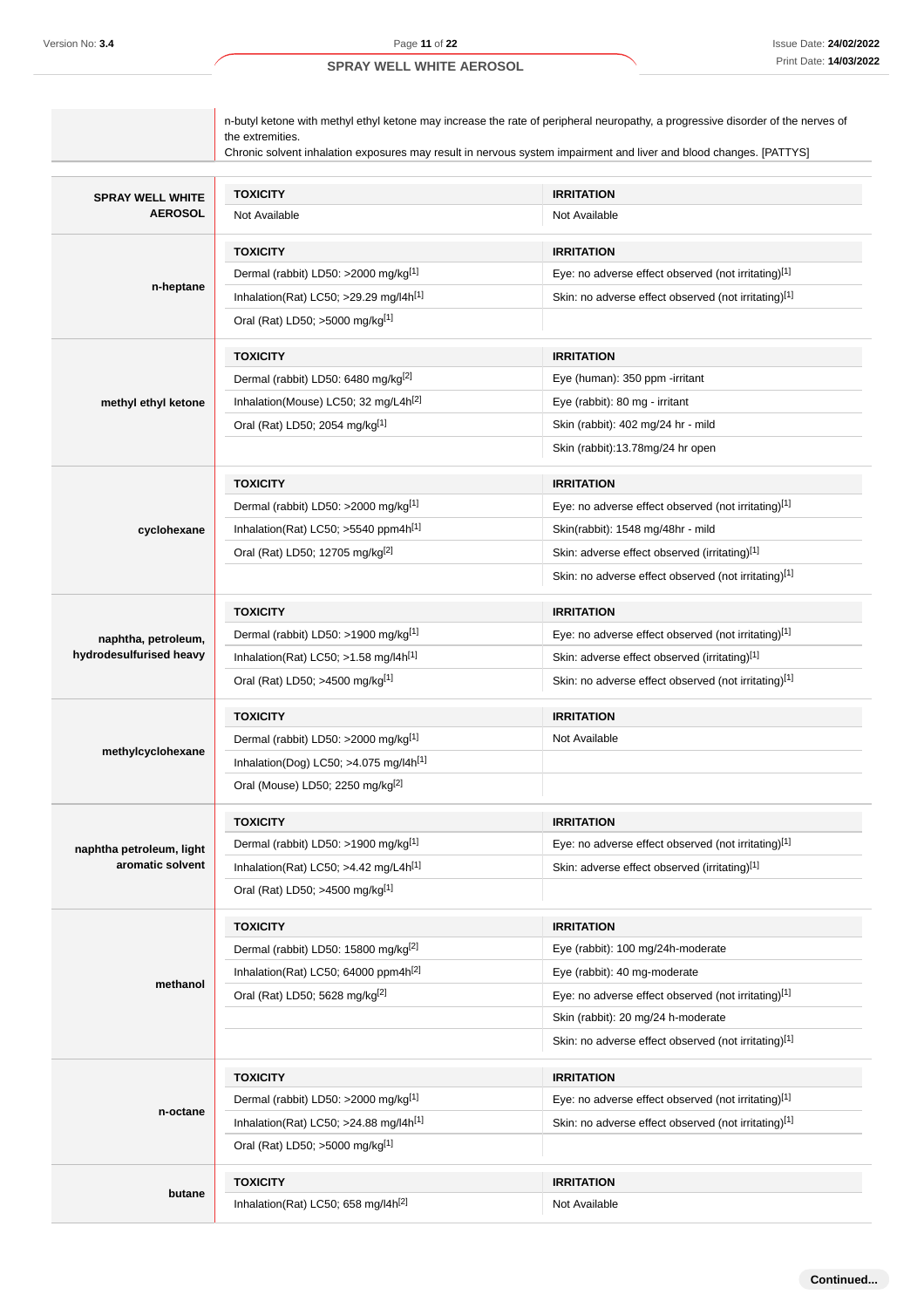| | |
|---|---|
| | n-butyl ketone with methyl ethyl ketone may increase the rate of peripheral neuropathy, a progressive disorder of the nerves of the extremities.<br>Chronic solvent inhalation exposures may result in nervous system impairment and liver and blood changes. [PATTYS] |

| | TOXICITY | IRRITATION |
|---|---|---|
| **SPRAY WELL WHITE AEROSOL** | Not Available | Not Available |
| **n-heptane** | **TOXICITY** | **IRRITATION** |
| | Dermal (rabbit) LD50: >2000 mg/kg[1] | Eye: no adverse effect observed (not irritating)[1] |
| | Inhalation(Rat) LC50; >29.29 mg/l4h[1] | Skin: no adverse effect observed (not irritating)[1] |
| | Oral (Rat) LD50; >5000 mg/kg[1] | |
| **methyl ethyl ketone** | **TOXICITY** | **IRRITATION** |
| | Dermal (rabbit) LD50: 6480 mg/kg[2] | Eye (human): 350 ppm -irritant |
| | Inhalation(Mouse) LC50; 32 mg/L4h[2] | Eye (rabbit): 80 mg - irritant |
| | Oral (Rat) LD50; 2054 mg/kg[1] | Skin (rabbit): 402 mg/24 hr - mild |
| | | Skin (rabbit):13.78mg/24 hr open |
| **cyclohexane** | **TOXICITY** | **IRRITATION** |
| | Dermal (rabbit) LD50: >2000 mg/kg[1] | Eye: no adverse effect observed (not irritating)[1] |
| | Inhalation(Rat) LC50; >5540 ppm4h[1] | Skin(rabbit): 1548 mg/48hr - mild |
| | Oral (Rat) LD50; 12705 mg/kg[2] | Skin: adverse effect observed (irritating)[1] |
| | | Skin: no adverse effect observed (not irritating)[1] |
| **naphtha, petroleum, hydrodesulfurised heavy** | **TOXICITY** | **IRRITATION** |
| | Dermal (rabbit) LD50: >1900 mg/kg[1] | Eye: no adverse effect observed (not irritating)[1] |
| | Inhalation(Rat) LC50; >1.58 mg/l4h[1] | Skin: adverse effect observed (irritating)[1] |
| | Oral (Rat) LD50; >4500 mg/kg[1] | Skin: no adverse effect observed (not irritating)[1] |
| **methylcyclohexane** | **TOXICITY** | **IRRITATION** |
| | Dermal (rabbit) LD50: >2000 mg/kg[1] | Not Available |
| | Inhalation(Dog) LC50; >4.075 mg/l4h[1] | |
| | Oral (Mouse) LD50; 2250 mg/kg[2] | |
| **naphtha petroleum, light aromatic solvent** | **TOXICITY** | **IRRITATION** |
| | Dermal (rabbit) LD50: >1900 mg/kg[1] | Eye: no adverse effect observed (not irritating)[1] |
| | Inhalation(Rat) LC50; >4.42 mg/L4h[1] | Skin: adverse effect observed (irritating)[1] |
| | Oral (Rat) LD50; >4500 mg/kg[1] | |
| **methanol** | **TOXICITY** | **IRRITATION** |
| | Dermal (rabbit) LD50: 15800 mg/kg[2] | Eye (rabbit): 100 mg/24h-moderate |
| | Inhalation(Rat) LC50; 64000 ppm4h[2] | Eye (rabbit): 40 mg-moderate |
| | Oral (Rat) LD50; 5628 mg/kg[2] | Eye: no adverse effect observed (not irritating)[1] |
| | | Skin (rabbit): 20 mg/24 h-moderate |
| | | Skin: no adverse effect observed (not irritating)[1] |
| **n-octane** | **TOXICITY** | **IRRITATION** |
| | Dermal (rabbit) LD50: >2000 mg/kg[1] | Eye: no adverse effect observed (not irritating)[1] |
| | Inhalation(Rat) LC50; >24.88 mg/l4h[1] | Skin: no adverse effect observed (not irritating)[1] |
| | Oral (Rat) LD50; >5000 mg/kg[1] | |
| **butane** | **TOXICITY** | **IRRITATION** |
| | Inhalation(Rat) LC50; 658 mg/l4h[2] | Not Available |

Continued...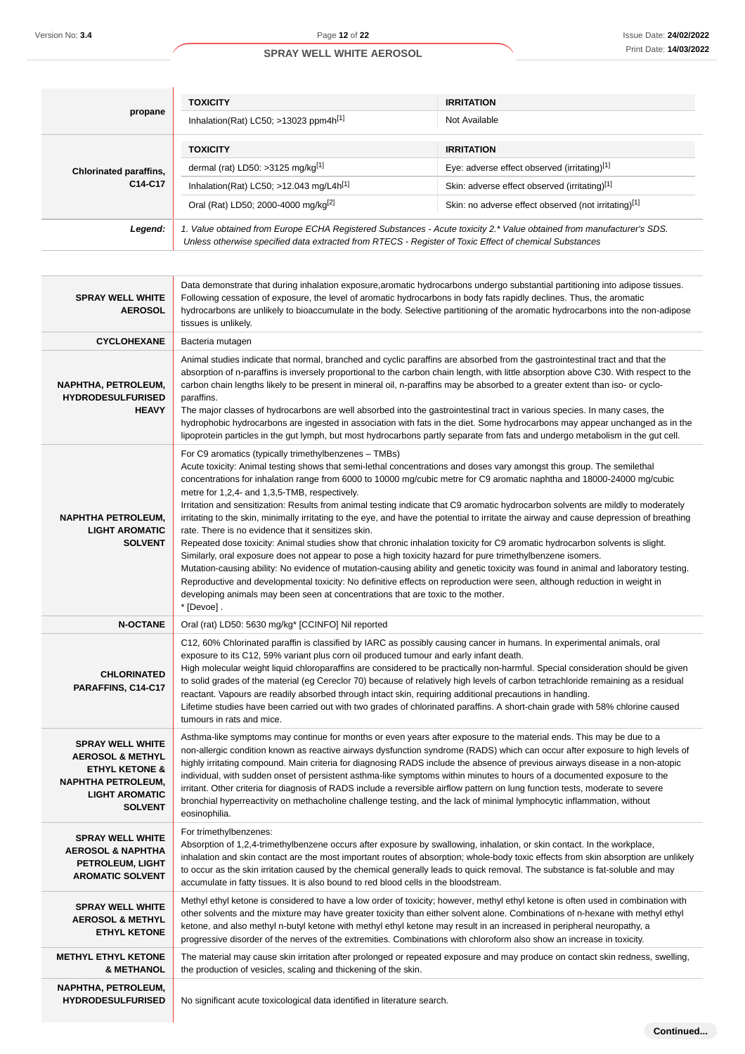| | TOXICITY | IRRITATION |
|---|---|---|
| **propane** | Inhalation(Rat) LC50; >13023 ppm4h[1] | Not Available |
| **Chlorinated paraffins, C14-C17** | **TOXICITY** | **IRRITATION** |
| | dermal (rat) LD50: >3125 mg/kg[1] | Eye: adverse effect observed (irritating)[1] |
| | Inhalation(Rat) LC50; >12.043 mg/L4h[1] | Skin: adverse effect observed (irritating)[1] |
| | Oral (Rat) LD50; 2000-4000 mg/kg[2] | Skin: no adverse effect observed (not irritating)[1] |

***Legend:*** *1. Value obtained from Europe ECHA Registered Substances - Acute toxicity 2.\* Value obtained from manufacturer's SDS. Unless otherwise specified data extracted from RTECS - Register of Toxic Effect of chemical Substances*

| | |
|---|---|
| **SPRAY WELL WHITE AEROSOL** | Data demonstrate that during inhalation exposure,aromatic hydrocarbons undergo substantial partitioning into adipose tissues. Following cessation of exposure, the level of aromatic hydrocarbons in body fats rapidly declines. Thus, the aromatic hydrocarbons are unlikely to bioaccumulate in the body. Selective partitioning of the aromatic hydrocarbons into the non-adipose tissues is unlikely. |
| **CYCLOHEXANE** | Bacteria mutagen |
| **NAPHTHA, PETROLEUM, HYDRODESULFURISED HEAVY** | Animal studies indicate that normal, branched and cyclic paraffins are absorbed from the gastrointestinal tract and that the absorption of n-paraffins is inversely proportional to the carbon chain length, with little absorption above C30. With respect to the carbon chain lengths likely to be present in mineral oil, n-paraffins may be absorbed to a greater extent than iso- or cyclo-paraffins.<br>The major classes of hydrocarbons are well absorbed into the gastrointestinal tract in various species. In many cases, the hydrophobic hydrocarbons are ingested in association with fats in the diet. Some hydrocarbons may appear unchanged as in the lipoprotein particles in the gut lymph, but most hydrocarbons partly separate from fats and undergo metabolism in the gut cell. |
| **NAPHTHA PETROLEUM, LIGHT AROMATIC SOLVENT** | For C9 aromatics (typically trimethylbenzenes – TMBs)<br>Acute toxicity: Animal testing shows that semi-lethal concentrations and doses vary amongst this group. The semilethal concentrations for inhalation range from 6000 to 10000 mg/cubic metre for C9 aromatic naphtha and 18000-24000 mg/cubic metre for 1,2,4- and 1,3,5-TMB, respectively.<br>Irritation and sensitization: Results from animal testing indicate that C9 aromatic hydrocarbon solvents are mildly to moderately irritating to the skin, minimally irritating to the eye, and have the potential to irritate the airway and cause depression of breathing rate. There is no evidence that it sensitizes skin.<br>Repeated dose toxicity: Animal studies show that chronic inhalation toxicity for C9 aromatic hydrocarbon solvents is slight. Similarly, oral exposure does not appear to pose a high toxicity hazard for pure trimethylbenzene isomers.<br>Mutation-causing ability: No evidence of mutation-causing ability and genetic toxicity was found in animal and laboratory testing.<br>Reproductive and developmental toxicity: No definitive effects on reproduction were seen, although reduction in weight in developing animals may been seen at concentrations that are toxic to the mother.<br>* [Devoe] . |
| **N-OCTANE** | Oral (rat) LD50: 5630 mg/kg* [CCINFO] Nil reported |
| **CHLORINATED PARAFFINS, C14-C17** | C12, 60% Chlorinated paraffin is classified by IARC as possibly causing cancer in humans. In experimental animals, oral exposure to its C12, 59% variant plus corn oil produced tumour and early infant death.<br>High molecular weight liquid chloroparaffins are considered to be practically non-harmful. Special consideration should be given to solid grades of the material (eg Cereclor 70) because of relatively high levels of carbon tetrachloride remaining as a residual reactant. Vapours are readily absorbed through intact skin, requiring additional precautions in handling.<br>Lifetime studies have been carried out with two grades of chlorinated paraffins. A short-chain grade with 58% chlorine caused tumours in rats and mice. |
| **SPRAY WELL WHITE AEROSOL & METHYL ETHYL KETONE & NAPHTHA PETROLEUM, LIGHT AROMATIC SOLVENT** | Asthma-like symptoms may continue for months or even years after exposure to the material ends. This may be due to a non-allergic condition known as reactive airways dysfunction syndrome (RADS) which can occur after exposure to high levels of highly irritating compound. Main criteria for diagnosing RADS include the absence of previous airways disease in a non-atopic individual, with sudden onset of persistent asthma-like symptoms within minutes to hours of a documented exposure to the irritant. Other criteria for diagnosis of RADS include a reversible airflow pattern on lung function tests, moderate to severe bronchial hyperreactivity on methacholine challenge testing, and the lack of minimal lymphocytic inflammation, without eosinophilia. |
| **SPRAY WELL WHITE AEROSOL & NAPHTHA PETROLEUM, LIGHT AROMATIC SOLVENT** | For trimethylbenzenes:<br>Absorption of 1,2,4-trimethylbenzene occurs after exposure by swallowing, inhalation, or skin contact. In the workplace, inhalation and skin contact are the most important routes of absorption; whole-body toxic effects from skin absorption are unlikely to occur as the skin irritation caused by the chemical generally leads to quick removal. The substance is fat-soluble and may accumulate in fatty tissues. It is also bound to red blood cells in the bloodstream. |
| **SPRAY WELL WHITE AEROSOL & METHYL ETHYL KETONE** | Methyl ethyl ketone is considered to have a low order of toxicity; however, methyl ethyl ketone is often used in combination with other solvents and the mixture may have greater toxicity than either solvent alone. Combinations of n-hexane with methyl ethyl ketone, and also methyl n-butyl ketone with methyl ethyl ketone may result in an increased in peripheral neuropathy, a progressive disorder of the nerves of the extremities. Combinations with chloroform also show an increase in toxicity. |
| **METHYL ETHYL KETONE & METHANOL** | The material may cause skin irritation after prolonged or repeated exposure and may produce on contact skin redness, swelling, the production of vesicles, scaling and thickening of the skin. |
| **NAPHTHA, PETROLEUM, HYDRODESULFURISED** | No significant acute toxicological data identified in literature search. |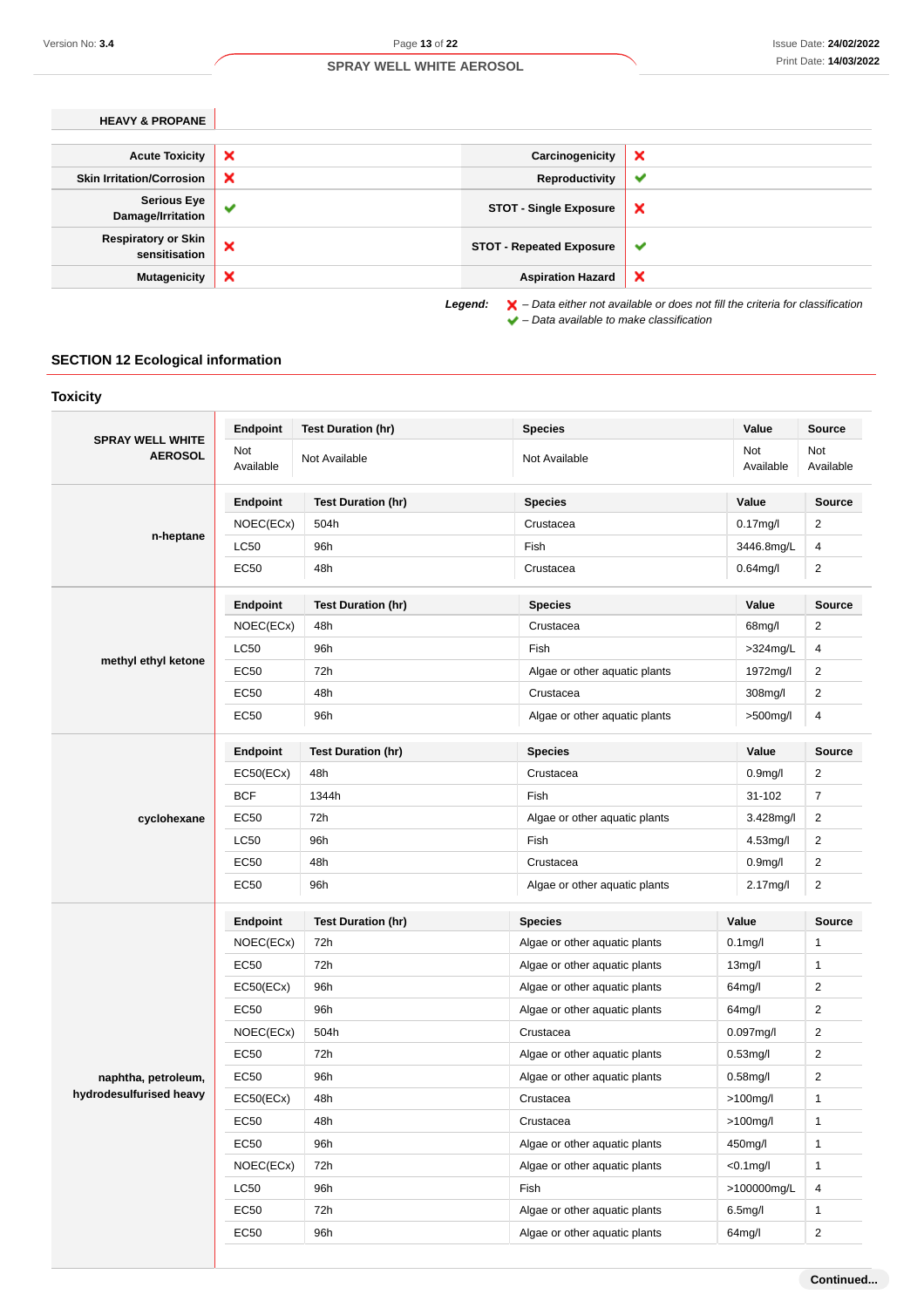| HEAVY & PROPANE | | | |
|---|---|---|---|
| **Acute Toxicity** | ✗ | **Carcinogenicity** | ✗ |
| **Skin Irritation/Corrosion** | ✗ | **Reproductivity** | ✔ |
| **Serious Eye Damage/Irritation** | ✔ | **STOT - Single Exposure** | ✗ |
| **Respiratory or Skin sensitisation** | ✗ | **STOT - Repeated Exposure** | ✔ |
| **Mutagenicity** | ✗ | **Aspiration Hazard** | ✗ |

***Legend:*** ✗ *– Data either not available or does not fill the criteria for classification*
✔ *– Data available to make classification*

## SECTION 12 Ecological information

### Toxicity

**SPRAY WELL WHITE AEROSOL**

| Endpoint | Test Duration (hr) | Species | Value | Source |
|---|---|---|---|---|
| Not Available | Not Available | Not Available | Not Available | Not Available |

**n-heptane**

| Endpoint | Test Duration (hr) | Species | Value | Source |
|---|---|---|---|---|
| NOEC(ECx) | 504h | Crustacea | 0.17mg/l | 2 |
| LC50 | 96h | Fish | 3446.8mg/L | 4 |
| EC50 | 48h | Crustacea | 0.64mg/l | 2 |

**methyl ethyl ketone**

| Endpoint | Test Duration (hr) | Species | Value | Source |
|---|---|---|---|---|
| NOEC(ECx) | 48h | Crustacea | 68mg/l | 2 |
| LC50 | 96h | Fish | >324mg/L | 4 |
| EC50 | 72h | Algae or other aquatic plants | 1972mg/l | 2 |
| EC50 | 48h | Crustacea | 308mg/l | 2 |
| EC50 | 96h | Algae or other aquatic plants | >500mg/l | 4 |

**cyclohexane**

| Endpoint | Test Duration (hr) | Species | Value | Source |
|---|---|---|---|---|
| EC50(ECx) | 48h | Crustacea | 0.9mg/l | 2 |
| BCF | 1344h | Fish | 31-102 | 7 |
| EC50 | 72h | Algae or other aquatic plants | 3.428mg/l | 2 |
| LC50 | 96h | Fish | 4.53mg/l | 2 |
| EC50 | 48h | Crustacea | 0.9mg/l | 2 |
| EC50 | 96h | Algae or other aquatic plants | 2.17mg/l | 2 |

**naphtha, petroleum, hydrodesulfurised heavy**

| Endpoint | Test Duration (hr) | Species | Value | Source |
|---|---|---|---|---|
| NOEC(ECx) | 72h | Algae or other aquatic plants | 0.1mg/l | 1 |
| EC50 | 72h | Algae or other aquatic plants | 13mg/l | 1 |
| EC50(ECx) | 96h | Algae or other aquatic plants | 64mg/l | 2 |
| EC50 | 96h | Algae or other aquatic plants | 64mg/l | 2 |
| NOEC(ECx) | 504h | Crustacea | 0.097mg/l | 2 |
| EC50 | 72h | Algae or other aquatic plants | 0.53mg/l | 2 |
| EC50 | 96h | Algae or other aquatic plants | 0.58mg/l | 2 |
| EC50(ECx) | 48h | Crustacea | >100mg/l | 1 |
| EC50 | 48h | Crustacea | >100mg/l | 1 |
| EC50 | 96h | Algae or other aquatic plants | 450mg/l | 1 |
| NOEC(ECx) | 72h | Algae or other aquatic plants | <0.1mg/l | 1 |
| LC50 | 96h | Fish | >100000mg/L | 4 |
| EC50 | 72h | Algae or other aquatic plants | 6.5mg/l | 1 |
| EC50 | 96h | Algae or other aquatic plants | 64mg/l | 2 |

Continued...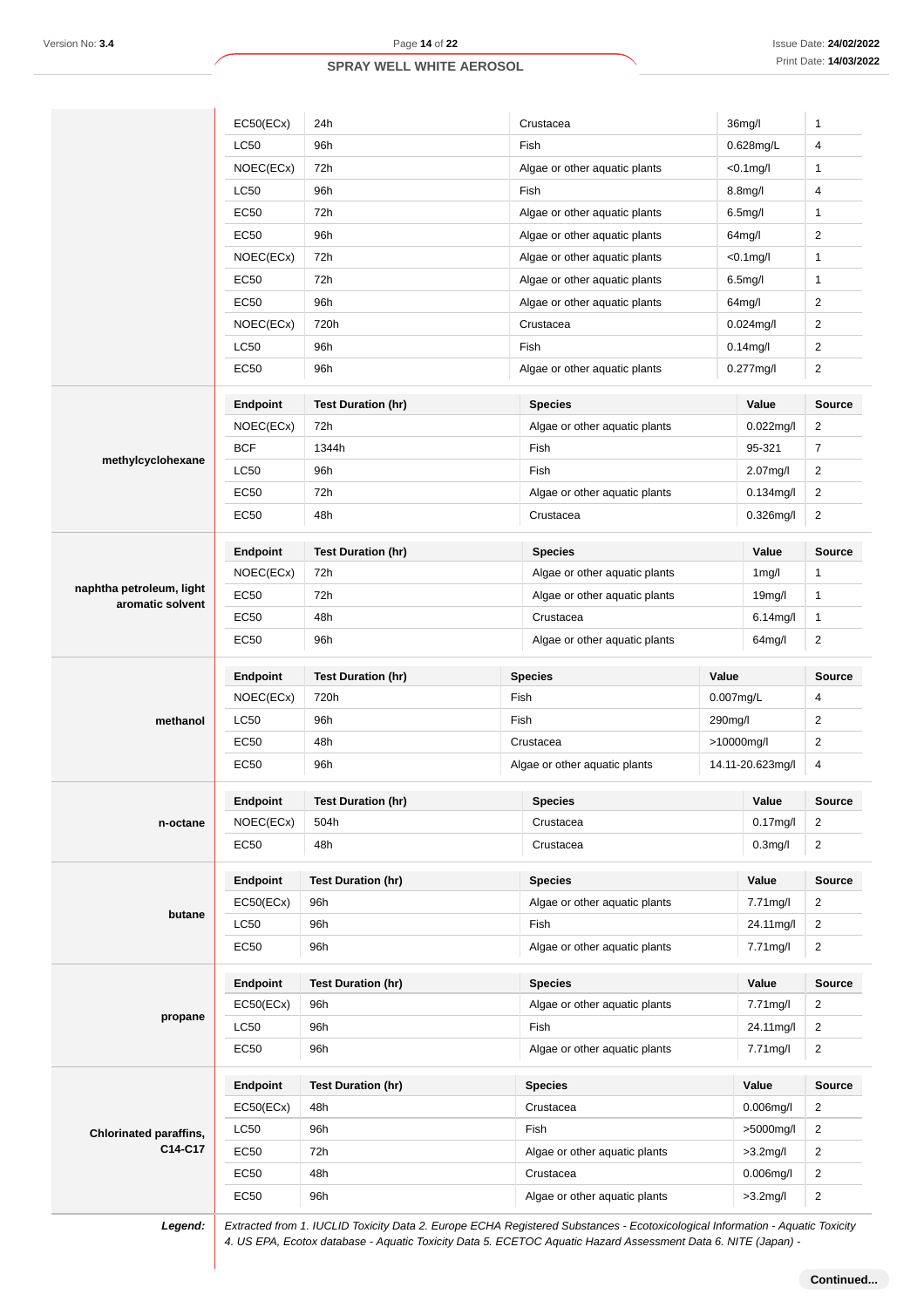| | Endpoint | Test Duration (hr) | Species | Value | Source |
|---|---|---|---|---|---|
| | EC50(ECx) | 24h | Crustacea | 36mg/l | 1 |
| | LC50 | 96h | Fish | 0.628mg/L | 4 |
| | NOEC(ECx) | 72h | Algae or other aquatic plants | <0.1mg/l | 1 |
| | LC50 | 96h | Fish | 8.8mg/l | 4 |
| | EC50 | 72h | Algae or other aquatic plants | 6.5mg/l | 1 |
| | EC50 | 96h | Algae or other aquatic plants | 64mg/l | 2 |
| | NOEC(ECx) | 72h | Algae or other aquatic plants | <0.1mg/l | 1 |
| | EC50 | 72h | Algae or other aquatic plants | 6.5mg/l | 1 |
| | EC50 | 96h | Algae or other aquatic plants | 64mg/l | 2 |
| | NOEC(ECx) | 720h | Crustacea | 0.024mg/l | 2 |
| | LC50 | 96h | Fish | 0.14mg/l | 2 |
| | EC50 | 96h | Algae or other aquatic plants | 0.277mg/l | 2 |

| methylcyclohexane | Endpoint | Test Duration (hr) | Species | Value | Source |
|---|---|---|---|---|---|
| | NOEC(ECx) | 72h | Algae or other aquatic plants | 0.022mg/l | 2 |
| | BCF | 1344h | Fish | 95-321 | 7 |
| | LC50 | 96h | Fish | 2.07mg/l | 2 |
| | EC50 | 72h | Algae or other aquatic plants | 0.134mg/l | 2 |
| | EC50 | 48h | Crustacea | 0.326mg/l | 2 |

| naphtha petroleum, light aromatic solvent | Endpoint | Test Duration (hr) | Species | Value | Source |
|---|---|---|---|---|---|
| | NOEC(ECx) | 72h | Algae or other aquatic plants | 1mg/l | 1 |
| | EC50 | 72h | Algae or other aquatic plants | 19mg/l | 1 |
| | EC50 | 48h | Crustacea | 6.14mg/l | 1 |
| | EC50 | 96h | Algae or other aquatic plants | 64mg/l | 2 |

| methanol | Endpoint | Test Duration (hr) | Species | Value | Source |
|---|---|---|---|---|---|
| | NOEC(ECx) | 720h | Fish | 0.007mg/L | 4 |
| | LC50 | 96h | Fish | 290mg/l | 2 |
| | EC50 | 48h | Crustacea | >10000mg/l | 2 |
| | EC50 | 96h | Algae or other aquatic plants | 14.11-20.623mg/l | 4 |

| n-octane | Endpoint | Test Duration (hr) | Species | Value | Source |
|---|---|---|---|---|---|
| | NOEC(ECx) | 504h | Crustacea | 0.17mg/l | 2 |
| | EC50 | 48h | Crustacea | 0.3mg/l | 2 |

| butane | Endpoint | Test Duration (hr) | Species | Value | Source |
|---|---|---|---|---|---|
| | EC50(ECx) | 96h | Algae or other aquatic plants | 7.71mg/l | 2 |
| | LC50 | 96h | Fish | 24.11mg/l | 2 |
| | EC50 | 96h | Algae or other aquatic plants | 7.71mg/l | 2 |

| propane | Endpoint | Test Duration (hr) | Species | Value | Source |
|---|---|---|---|---|---|
| | EC50(ECx) | 96h | Algae or other aquatic plants | 7.71mg/l | 2 |
| | LC50 | 96h | Fish | 24.11mg/l | 2 |
| | EC50 | 96h | Algae or other aquatic plants | 7.71mg/l | 2 |

| Chlorinated paraffins, C14-C17 | Endpoint | Test Duration (hr) | Species | Value | Source |
|---|---|---|---|---|---|
| | EC50(ECx) | 48h | Crustacea | 0.006mg/l | 2 |
| | LC50 | 96h | Fish | >5000mg/l | 2 |
| | EC50 | 72h | Algae or other aquatic plants | >3.2mg/l | 2 |
| | EC50 | 48h | Crustacea | 0.006mg/l | 2 |
| | EC50 | 96h | Algae or other aquatic plants | >3.2mg/l | 2 |

***Legend:*** *Extracted from 1. IUCLID Toxicity Data 2. Europe ECHA Registered Substances - Ecotoxicological Information - Aquatic Toxicity 4. US EPA, Ecotox database - Aquatic Toxicity Data 5. ECETOC Aquatic Hazard Assessment Data 6. NITE (Japan) -*

**Continued...**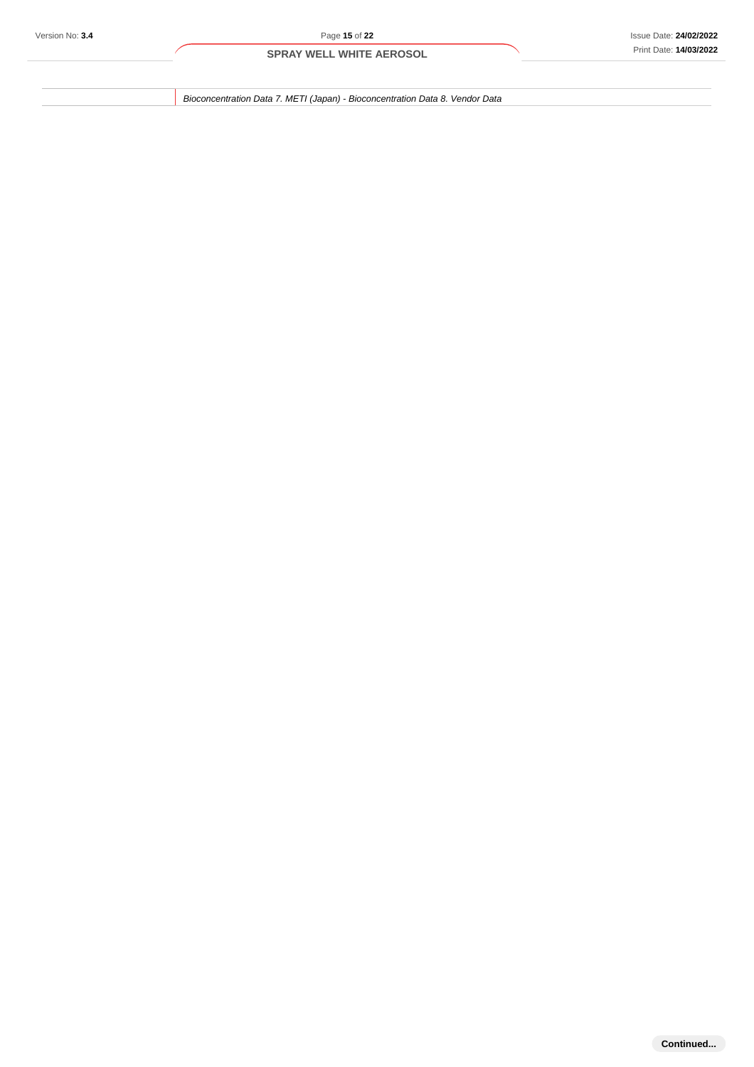| | |
|---|---|
| | *Bioconcentration Data 7. METI (Japan) - Bioconcentration Data 8. Vendor Data* |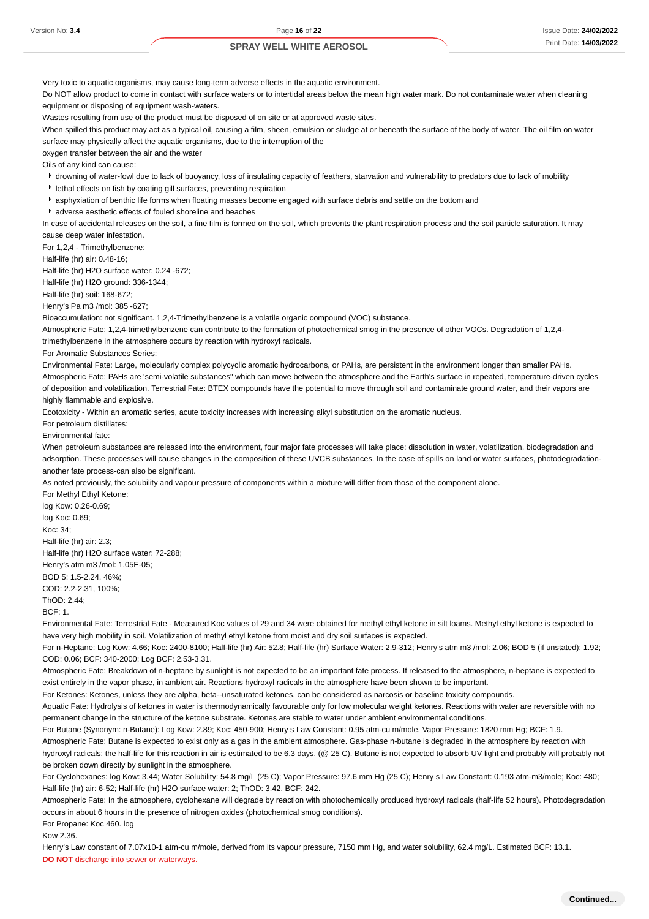Very toxic to aquatic organisms, may cause long-term adverse effects in the aquatic environment.

Do NOT allow product to come in contact with surface waters or to intertidal areas below the mean high water mark. Do not contaminate water when cleaning equipment or disposing of equipment wash-waters.

Wastes resulting from use of the product must be disposed of on site or at approved waste sites.

When spilled this product may act as a typical oil, causing a film, sheen, emulsion or sludge at or beneath the surface of the body of water. The oil film on water surface may physically affect the aquatic organisms, due to the interruption of the oxygen transfer between the air and the water

Oils of any kind can cause:

- drowning of water-fowl due to lack of buoyancy, loss of insulating capacity of feathers, starvation and vulnerability to predators due to lack of mobility
- lethal effects on fish by coating gill surfaces, preventing respiration
- asphyxiation of benthic life forms when floating masses become engaged with surface debris and settle on the bottom and
- adverse aesthetic effects of fouled shoreline and beaches

In case of accidental releases on the soil, a fine film is formed on the soil, which prevents the plant respiration process and the soil particle saturation. It may cause deep water infestation.

For 1,2,4 - Trimethylbenzene:

Half-life (hr) air: 0.48-16;

Half-life (hr) H2O surface water: 0.24 -672;

Half-life (hr) H2O ground: 336-1344;

Half-life (hr) soil: 168-672;

Henry's Pa m3 /mol: 385 -627;

Bioaccumulation: not significant. 1,2,4-Trimethylbenzene is a volatile organic compound (VOC) substance.

Atmospheric Fate: 1,2,4-trimethylbenzene can contribute to the formation of photochemical smog in the presence of other VOCs. Degradation of 1,2,4-trimethylbenzene in the atmosphere occurs by reaction with hydroxyl radicals.

For Aromatic Substances Series:

Environmental Fate: Large, molecularly complex polycyclic aromatic hydrocarbons, or PAHs, are persistent in the environment longer than smaller PAHs.

Atmospheric Fate: PAHs are 'semi-volatile substances" which can move between the atmosphere and the Earth's surface in repeated, temperature-driven cycles of deposition and volatilization. Terrestrial Fate: BTEX compounds have the potential to move through soil and contaminate ground water, and their vapors are highly flammable and explosive.

Ecotoxicity - Within an aromatic series, acute toxicity increases with increasing alkyl substitution on the aromatic nucleus.

For petroleum distillates:

Environmental fate:

When petroleum substances are released into the environment, four major fate processes will take place: dissolution in water, volatilization, biodegradation and adsorption. These processes will cause changes in the composition of these UVCB substances. In the case of spills on land or water surfaces, photodegradation-another fate process-can also be significant.

As noted previously, the solubility and vapour pressure of components within a mixture will differ from those of the component alone.

For Methyl Ethyl Ketone:

log Kow: 0.26-0.69;

log Koc: 0.69;

Koc: 34;

Half-life (hr) air: 2.3;

Half-life (hr) H2O surface water: 72-288;

Henry's atm m3 /mol: 1.05E-05;

BOD 5: 1.5-2.24, 46%;

COD: 2.2-2.31, 100%;

ThOD: 2.44;

BCF: 1.

Environmental Fate: Terrestrial Fate - Measured Koc values of 29 and 34 were obtained for methyl ethyl ketone in silt loams. Methyl ethyl ketone is expected to have very high mobility in soil. Volatilization of methyl ethyl ketone from moist and dry soil surfaces is expected.

For n-Heptane: Log Kow: 4.66; Koc: 2400-8100; Half-life (hr) Air: 52.8; Half-life (hr) Surface Water: 2.9-312; Henry's atm m3 /mol: 2.06; BOD 5 (if unstated): 1.92; COD: 0.06; BCF: 340-2000; Log BCF: 2.53-3.31.

Atmospheric Fate: Breakdown of n-heptane by sunlight is not expected to be an important fate process. If released to the atmosphere, n-heptane is expected to exist entirely in the vapor phase, in ambient air. Reactions hydroxyl radicals in the atmosphere have been shown to be important.

For Ketones: Ketones, unless they are alpha, beta--unsaturated ketones, can be considered as narcosis or baseline toxicity compounds.

Aquatic Fate: Hydrolysis of ketones in water is thermodynamically favourable only for low molecular weight ketones. Reactions with water are reversible with no permanent change in the structure of the ketone substrate. Ketones are stable to water under ambient environmental conditions.

For Butane (Synonym: n-Butane): Log Kow: 2.89; Koc: 450-900; Henry s Law Constant: 0.95 atm-cu m/mole, Vapor Pressure: 1820 mm Hg; BCF: 1.9.

Atmospheric Fate: Butane is expected to exist only as a gas in the ambient atmosphere. Gas-phase n-butane is degraded in the atmosphere by reaction with hydroxyl radicals; the half-life for this reaction in air is estimated to be 6.3 days, (@ 25 C). Butane is not expected to absorb UV light and probably will probably not be broken down directly by sunlight in the atmosphere.

For Cyclohexanes: log Kow: 3.44; Water Solubility: 54.8 mg/L (25 C); Vapor Pressure: 97.6 mm Hg (25 C); Henry s Law Constant: 0.193 atm-m3/mole; Koc: 480; Half-life (hr) air: 6-52; Half-life (hr) H2O surface water: 2; ThOD: 3.42. BCF: 242.

Atmospheric Fate: In the atmosphere, cyclohexane will degrade by reaction with photochemically produced hydroxyl radicals (half-life 52 hours). Photodegradation occurs in about 6 hours in the presence of nitrogen oxides (photochemical smog conditions).

For Propane: Koc 460. log Kow 2.36.

Henry's Law constant of 7.07x10-1 atm-cu m/mole, derived from its vapour pressure, 7150 mm Hg, and water solubility, 62.4 mg/L. Estimated BCF: 13.1.

**DO NOT** discharge into sewer or waterways.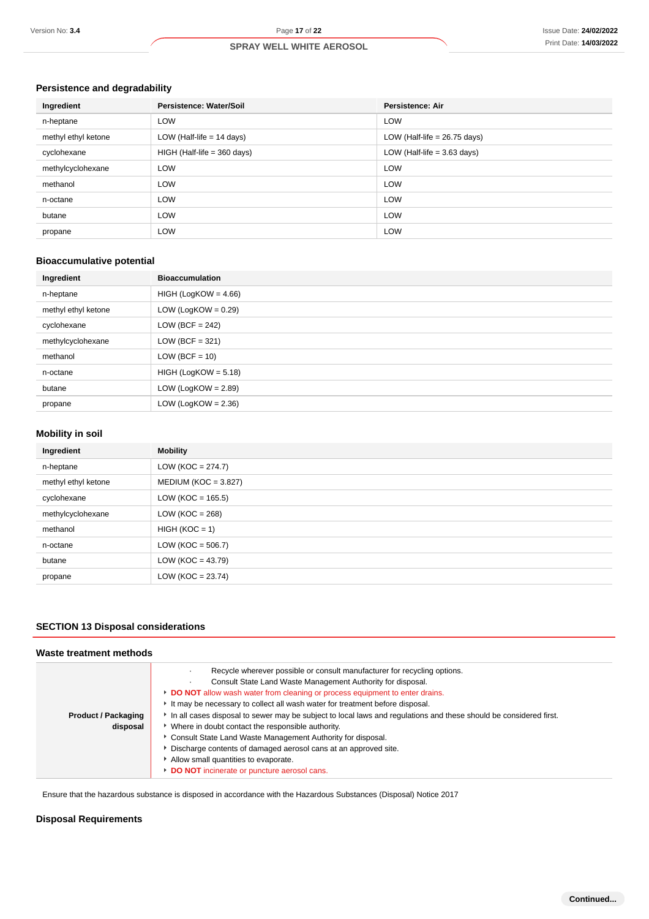### Persistence and degradability

| Ingredient | Persistence: Water/Soil | Persistence: Air |
|---|---|---|
| n-heptane | LOW | LOW |
| methyl ethyl ketone | LOW (Half-life = 14 days) | LOW (Half-life = 26.75 days) |
| cyclohexane | HIGH (Half-life = 360 days) | LOW (Half-life = 3.63 days) |
| methylcyclohexane | LOW | LOW |
| methanol | LOW | LOW |
| n-octane | LOW | LOW |
| butane | LOW | LOW |
| propane | LOW | LOW |

### Bioaccumulative potential

| Ingredient | Bioaccumulation |
|---|---|
| n-heptane | HIGH (LogKOW = 4.66) |
| methyl ethyl ketone | LOW (LogKOW = 0.29) |
| cyclohexane | LOW (BCF = 242) |
| methylcyclohexane | LOW (BCF = 321) |
| methanol | LOW (BCF = 10) |
| n-octane | HIGH (LogKOW = 5.18) |
| butane | LOW (LogKOW = 2.89) |
| propane | LOW (LogKOW = 2.36) |

### Mobility in soil

| Ingredient | Mobility |
|---|---|
| n-heptane | LOW (KOC = 274.7) |
| methyl ethyl ketone | MEDIUM (KOC = 3.827) |
| cyclohexane | LOW (KOC = 165.5) |
| methylcyclohexane | LOW (KOC = 268) |
| methanol | HIGH (KOC = 1) |
| n-octane | LOW (KOC = 506.7) |
| butane | LOW (KOC = 43.79) |
| propane | LOW (KOC = 23.74) |

## SECTION 13 Disposal considerations

### Waste treatment methods

| | |
|---|---|
| **Product / Packaging disposal** | · Recycle wherever possible or consult manufacturer for recycling options.<br>· Consult State Land Waste Management Authority for disposal.<br>▸ **DO NOT** allow wash water from cleaning or process equipment to enter drains.<br>▸ It may be necessary to collect all wash water for treatment before disposal.<br>▸ In all cases disposal to sewer may be subject to local laws and regulations and these should be considered first.<br>▸ Where in doubt contact the responsible authority.<br>▸ Consult State Land Waste Management Authority for disposal.<br>▸ Discharge contents of damaged aerosol cans at an approved site.<br>▸ Allow small quantities to evaporate.<br>▸ **DO NOT** incinerate or puncture aerosol cans. |

Ensure that the hazardous substance is disposed in accordance with the Hazardous Substances (Disposal) Notice 2017

### Disposal Requirements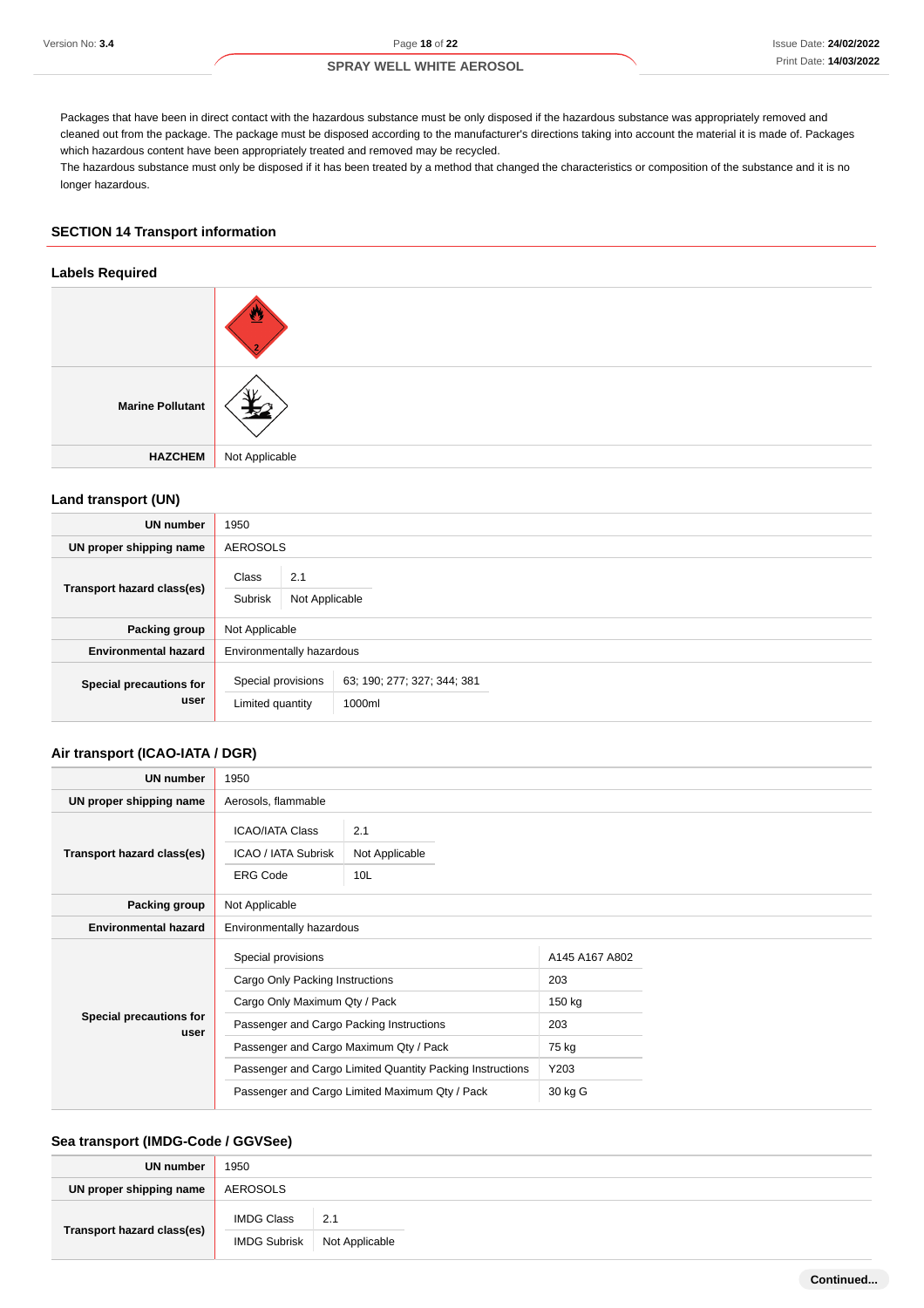Packages that have been in direct contact with the hazardous substance must be only disposed if the hazardous substance was appropriately removed and cleaned out from the package. The package must be disposed according to the manufacturer's directions taking into account the material it is made of. Packages which hazardous content have been appropriately treated and removed may be recycled.
The hazardous substance must only be disposed if it has been treated by a method that changed the characteristics or composition of the substance and it is no longer hazardous.

## SECTION 14 Transport information

### Labels Required

| | |
|---|---|
| | |
| **Marine Pollutant** | |
| **HAZCHEM** | Not Applicable |

### Land transport (UN)

| | |
|---|---|
| **UN number** | 1950 |
| **UN proper shipping name** | AEROSOLS |
| **Transport hazard class(es)** | Class: 2.1<br>Subrisk: Not Applicable |
| **Packing group** | Not Applicable |
| **Environmental hazard** | Environmentally hazardous |
| **Special precautions for user** | Special provisions: 63; 190; 277; 327; 344; 381<br>Limited quantity: 1000ml |

### Air transport (ICAO-IATA / DGR)

| | |
|---|---|
| **UN number** | 1950 |
| **UN proper shipping name** | Aerosols, flammable |
| **Transport hazard class(es)** | ICAO/IATA Class: 2.1<br>ICAO / IATA Subrisk: Not Applicable<br>ERG Code: 10L |
| **Packing group** | Not Applicable |
| **Environmental hazard** | Environmentally hazardous |
| **Special precautions for user** | Special provisions: A145 A167 A802<br>Cargo Only Packing Instructions: 203<br>Cargo Only Maximum Qty / Pack: 150 kg<br>Passenger and Cargo Packing Instructions: 203<br>Passenger and Cargo Maximum Qty / Pack: 75 kg<br>Passenger and Cargo Limited Quantity Packing Instructions: Y203<br>Passenger and Cargo Limited Maximum Qty / Pack: 30 kg G |

### Sea transport (IMDG-Code / GGVSee)

| | |
|---|---|
| **UN number** | 1950 |
| **UN proper shipping name** | AEROSOLS |
| **Transport hazard class(es)** | IMDG Class: 2.1<br>IMDG Subrisk: Not Applicable |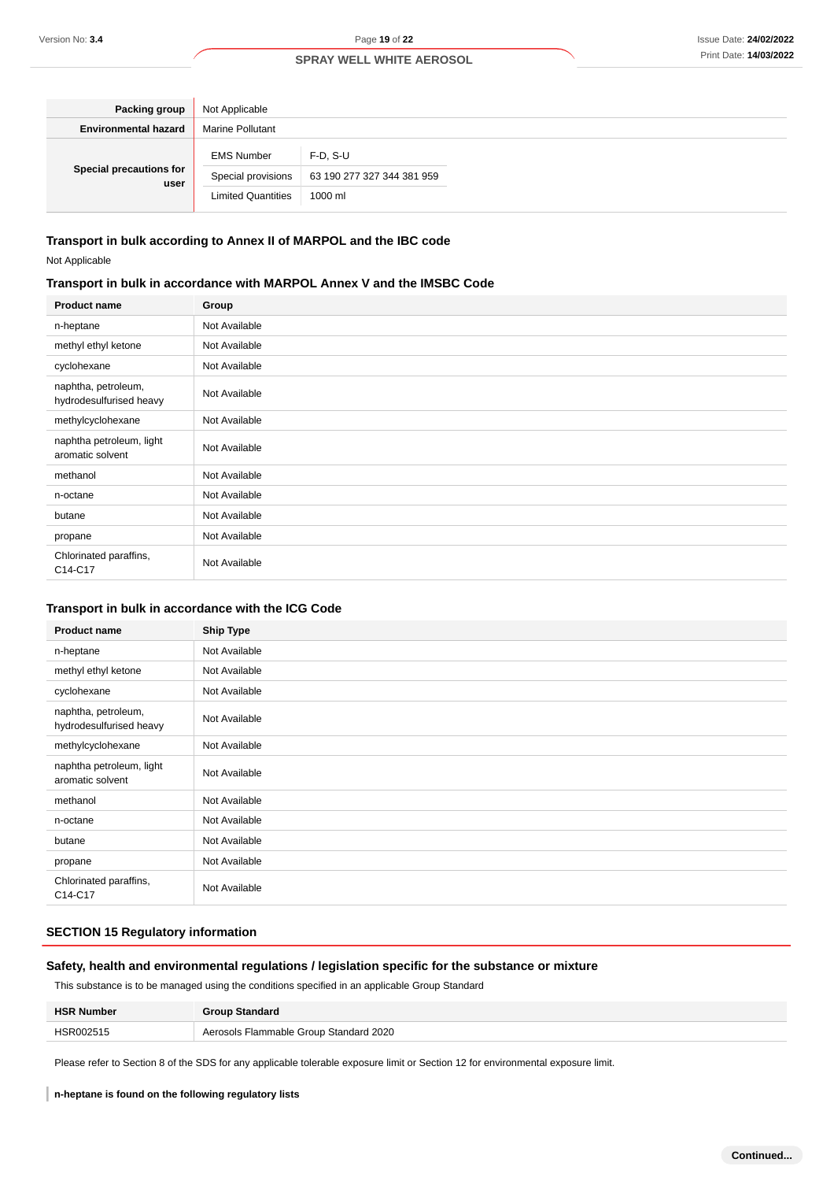| | |
|---|---|
| **Packing group** | Not Applicable |
| **Environmental hazard** | Marine Pollutant |
| **Special precautions for user** | EMS Number: F-D, S-U<br>Special provisions: 63 190 277 327 344 381 959<br>Limited Quantities: 1000 ml |

### Transport in bulk according to Annex II of MARPOL and the IBC code

Not Applicable

### Transport in bulk in accordance with MARPOL Annex V and the IMSBC Code

| Product name | Group |
|---|---|
| n-heptane | Not Available |
| methyl ethyl ketone | Not Available |
| cyclohexane | Not Available |
| naphtha, petroleum, hydrodesulfurised heavy | Not Available |
| methylcyclohexane | Not Available |
| naphtha petroleum, light aromatic solvent | Not Available |
| methanol | Not Available |
| n-octane | Not Available |
| butane | Not Available |
| propane | Not Available |
| Chlorinated paraffins, C14-C17 | Not Available |

### Transport in bulk in accordance with the ICG Code

| Product name | Ship Type |
|---|---|
| n-heptane | Not Available |
| methyl ethyl ketone | Not Available |
| cyclohexane | Not Available |
| naphtha, petroleum, hydrodesulfurised heavy | Not Available |
| methylcyclohexane | Not Available |
| naphtha petroleum, light aromatic solvent | Not Available |
| methanol | Not Available |
| n-octane | Not Available |
| butane | Not Available |
| propane | Not Available |
| Chlorinated paraffins, C14-C17 | Not Available |

## SECTION 15 Regulatory information

### Safety, health and environmental regulations / legislation specific for the substance or mixture

This substance is to be managed using the conditions specified in an applicable Group Standard

| HSR Number | Group Standard |
|---|---|
| HSR002515 | Aerosols Flammable Group Standard 2020 |

Please refer to Section 8 of the SDS for any applicable tolerable exposure limit or Section 12 for environmental exposure limit.

**n-heptane is found on the following regulatory lists**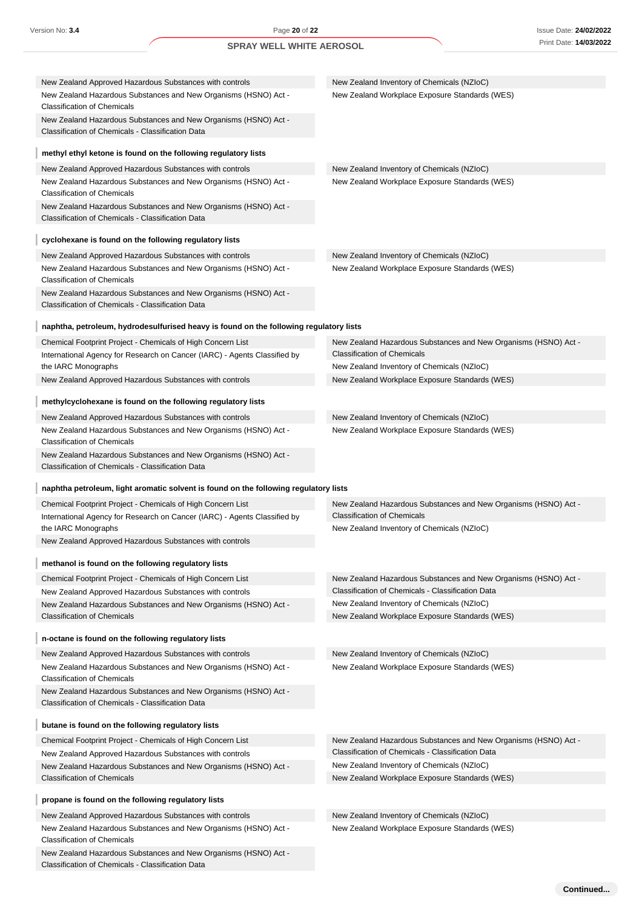| | |
|---|---|
| New Zealand Approved Hazardous Substances with controls | New Zealand Inventory of Chemicals (NZIoC) |
| New Zealand Hazardous Substances and New Organisms (HSNO) Act - Classification of Chemicals | New Zealand Workplace Exposure Standards (WES) |
| New Zealand Hazardous Substances and New Organisms (HSNO) Act - Classification of Chemicals - Classification Data | |

**methyl ethyl ketone is found on the following regulatory lists**

| | |
|---|---|
| New Zealand Approved Hazardous Substances with controls | New Zealand Inventory of Chemicals (NZIoC) |
| New Zealand Hazardous Substances and New Organisms (HSNO) Act - Classification of Chemicals | New Zealand Workplace Exposure Standards (WES) |
| New Zealand Hazardous Substances and New Organisms (HSNO) Act - Classification of Chemicals - Classification Data | |

**cyclohexane is found on the following regulatory lists**

| | |
|---|---|
| New Zealand Approved Hazardous Substances with controls | New Zealand Inventory of Chemicals (NZIoC) |
| New Zealand Hazardous Substances and New Organisms (HSNO) Act - Classification of Chemicals | New Zealand Workplace Exposure Standards (WES) |
| New Zealand Hazardous Substances and New Organisms (HSNO) Act - Classification of Chemicals - Classification Data | |

**naphtha, petroleum, hydrodesulfurised heavy is found on the following regulatory lists**

| | |
|---|---|
| Chemical Footprint Project - Chemicals of High Concern List | New Zealand Hazardous Substances and New Organisms (HSNO) Act - Classification of Chemicals |
| International Agency for Research on Cancer (IARC) - Agents Classified by the IARC Monographs | New Zealand Inventory of Chemicals (NZIoC) |
| New Zealand Approved Hazardous Substances with controls | New Zealand Workplace Exposure Standards (WES) |

**methylcyclohexane is found on the following regulatory lists**

| | |
|---|---|
| New Zealand Approved Hazardous Substances with controls | New Zealand Inventory of Chemicals (NZIoC) |
| New Zealand Hazardous Substances and New Organisms (HSNO) Act - Classification of Chemicals | New Zealand Workplace Exposure Standards (WES) |
| New Zealand Hazardous Substances and New Organisms (HSNO) Act - Classification of Chemicals - Classification Data | |

**naphtha petroleum, light aromatic solvent is found on the following regulatory lists**

| | |
|---|---|
| Chemical Footprint Project - Chemicals of High Concern List | New Zealand Hazardous Substances and New Organisms (HSNO) Act - Classification of Chemicals |
| International Agency for Research on Cancer (IARC) - Agents Classified by the IARC Monographs | New Zealand Inventory of Chemicals (NZIoC) |
| New Zealand Approved Hazardous Substances with controls | |

**methanol is found on the following regulatory lists**

| | |
|---|---|
| Chemical Footprint Project - Chemicals of High Concern List | New Zealand Hazardous Substances and New Organisms (HSNO) Act - Classification of Chemicals - Classification Data |
| New Zealand Approved Hazardous Substances with controls | New Zealand Inventory of Chemicals (NZIoC) |
| New Zealand Hazardous Substances and New Organisms (HSNO) Act - Classification of Chemicals | New Zealand Workplace Exposure Standards (WES) |

**n-octane is found on the following regulatory lists**

| | |
|---|---|
| New Zealand Approved Hazardous Substances with controls | New Zealand Inventory of Chemicals (NZIoC) |
| New Zealand Hazardous Substances and New Organisms (HSNO) Act - Classification of Chemicals | New Zealand Workplace Exposure Standards (WES) |
| New Zealand Hazardous Substances and New Organisms (HSNO) Act - Classification of Chemicals - Classification Data | |

**butane is found on the following regulatory lists**

| | |
|---|---|
| Chemical Footprint Project - Chemicals of High Concern List | New Zealand Hazardous Substances and New Organisms (HSNO) Act - Classification of Chemicals - Classification Data |
| New Zealand Approved Hazardous Substances with controls | New Zealand Inventory of Chemicals (NZIoC) |
| New Zealand Hazardous Substances and New Organisms (HSNO) Act - Classification of Chemicals | New Zealand Workplace Exposure Standards (WES) |

**propane is found on the following regulatory lists**

| | |
|---|---|
| New Zealand Approved Hazardous Substances with controls | New Zealand Inventory of Chemicals (NZIoC) |
| New Zealand Hazardous Substances and New Organisms (HSNO) Act - Classification of Chemicals | New Zealand Workplace Exposure Standards (WES) |
| New Zealand Hazardous Substances and New Organisms (HSNO) Act - Classification of Chemicals - Classification Data | |

Continued...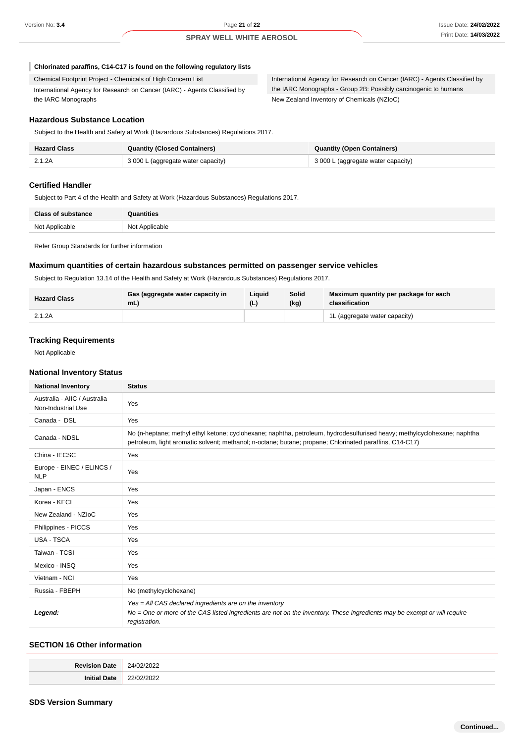### Chlorinated paraffins, C14-C17 is found on the following regulatory lists

| | |
|---|---|
| Chemical Footprint Project - Chemicals of High Concern List | International Agency for Research on Cancer (IARC) - Agents Classified by the IARC Monographs - Group 2B: Possibly carcinogenic to humans |
| International Agency for Research on Cancer (IARC) - Agents Classified by the IARC Monographs | New Zealand Inventory of Chemicals (NZIoC) |

### Hazardous Substance Location

Subject to the Health and Safety at Work (Hazardous Substances) Regulations 2017.

| Hazard Class | Quantity (Closed Containers) | Quantity (Open Containers) |
|---|---|---|
| 2.1.2A | 3 000 L (aggregate water capacity) | 3 000 L (aggregate water capacity) |

### Certified Handler

Subject to Part 4 of the Health and Safety at Work (Hazardous Substances) Regulations 2017.

| Class of substance | Quantities |
|---|---|
| Not Applicable | Not Applicable |

Refer Group Standards for further information

### Maximum quantities of certain hazardous substances permitted on passenger service vehicles

Subject to Regulation 13.14 of the Health and Safety at Work (Hazardous Substances) Regulations 2017.

| Hazard Class | Gas (aggregate water capacity in mL) | Liquid (L) | Solid (kg) | Maximum quantity per package for each classification |
|---|---|---|---|---|
| 2.1.2A | | | | 1L (aggregate water capacity) |

### Tracking Requirements

Not Applicable

### National Inventory Status

| National Inventory | Status |
|---|---|
| Australia - AIIC / Australia Non-Industrial Use | Yes |
| Canada - DSL | Yes |
| Canada - NDSL | No (n-heptane; methyl ethyl ketone; cyclohexane; naphtha, petroleum, hydrodesulfurised heavy; methylcyclohexane; naphtha petroleum, light aromatic solvent; methanol; n-octane; butane; propane; Chlorinated paraffins, C14-C17) |
| China - IECSC | Yes |
| Europe - EINEC / ELINCS / NLP | Yes |
| Japan - ENCS | Yes |
| Korea - KECI | Yes |
| New Zealand - NZIoC | Yes |
| Philippines - PICCS | Yes |
| USA - TSCA | Yes |
| Taiwan - TCSI | Yes |
| Mexico - INSQ | Yes |
| Vietnam - NCI | Yes |
| Russia - FBEPH | No (methylcyclohexane) |
| ***Legend:*** | *Yes = All CAS declared ingredients are on the inventory*<br>*No = One or more of the CAS listed ingredients are not on the inventory. These ingredients may be exempt or will require registration.* |

## SECTION 16 Other information

| | |
|---|---|
| **Revision Date** | 24/02/2022 |
| **Initial Date** | 22/02/2022 |

### SDS Version Summary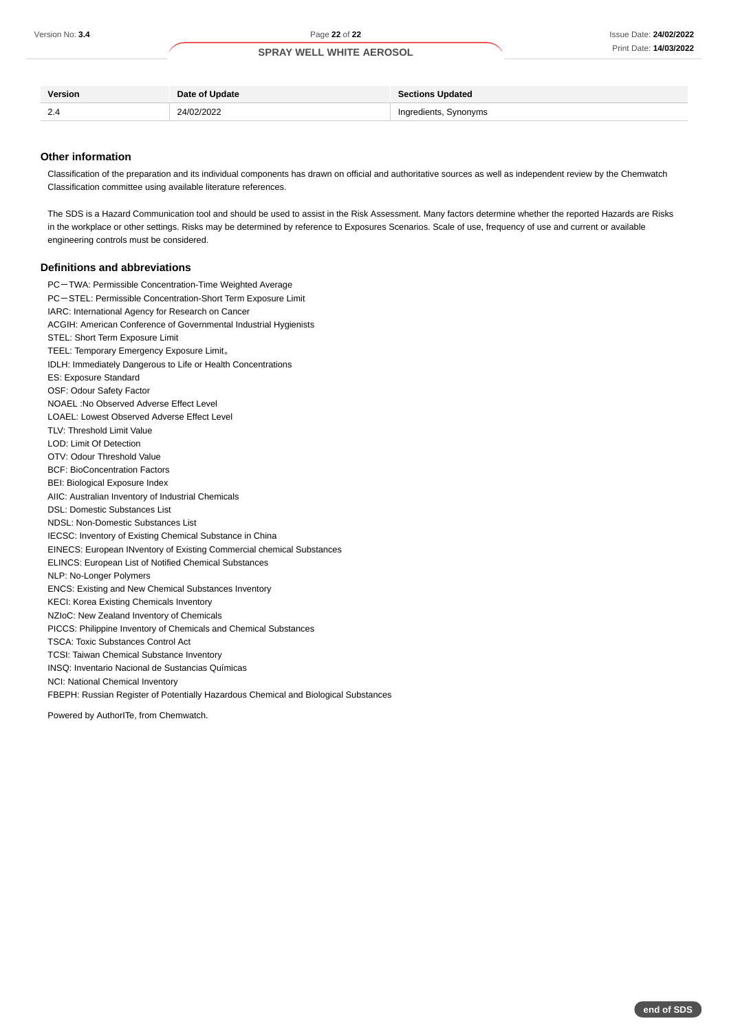| Version | Date of Update | Sections Updated |
| --- | --- | --- |
| 2.4 | 24/02/2022 | Ingredients, Synonyms |

## Other information

Classification of the preparation and its individual components has drawn on official and authoritative sources as well as independent review by the Chemwatch Classification committee using available literature references.

The SDS is a Hazard Communication tool and should be used to assist in the Risk Assessment. Many factors determine whether the reported Hazards are Risks in the workplace or other settings. Risks may be determined by reference to Exposures Scenarios. Scale of use, frequency of use and current or available engineering controls must be considered.

## Definitions and abbreviations

PC－TWA: Permissible Concentration-Time Weighted Average
PC－STEL: Permissible Concentration-Short Term Exposure Limit
IARC: International Agency for Research on Cancer
ACGIH: American Conference of Governmental Industrial Hygienists
STEL: Short Term Exposure Limit
TEEL: Temporary Emergency Exposure Limit。
IDLH: Immediately Dangerous to Life or Health Concentrations
ES: Exposure Standard
OSF: Odour Safety Factor
NOAEL :No Observed Adverse Effect Level
LOAEL: Lowest Observed Adverse Effect Level
TLV: Threshold Limit Value
LOD: Limit Of Detection
OTV: Odour Threshold Value
BCF: BioConcentration Factors
BEI: Biological Exposure Index
AIIC: Australian Inventory of Industrial Chemicals
DSL: Domestic Substances List
NDSL: Non-Domestic Substances List
IECSC: Inventory of Existing Chemical Substance in China
EINECS: European INventory of Existing Commercial chemical Substances
ELINCS: European List of Notified Chemical Substances
NLP: No-Longer Polymers
ENCS: Existing and New Chemical Substances Inventory
KECI: Korea Existing Chemicals Inventory
NZIoC: New Zealand Inventory of Chemicals
PICCS: Philippine Inventory of Chemicals and Chemical Substances
TSCA: Toxic Substances Control Act
TCSI: Taiwan Chemical Substance Inventory
INSQ: Inventario Nacional de Sustancias Químicas
NCI: National Chemical Inventory
FBEPH: Russian Register of Potentially Hazardous Chemical and Biological Substances

Powered by AuthorITe, from Chemwatch.

end of SDS